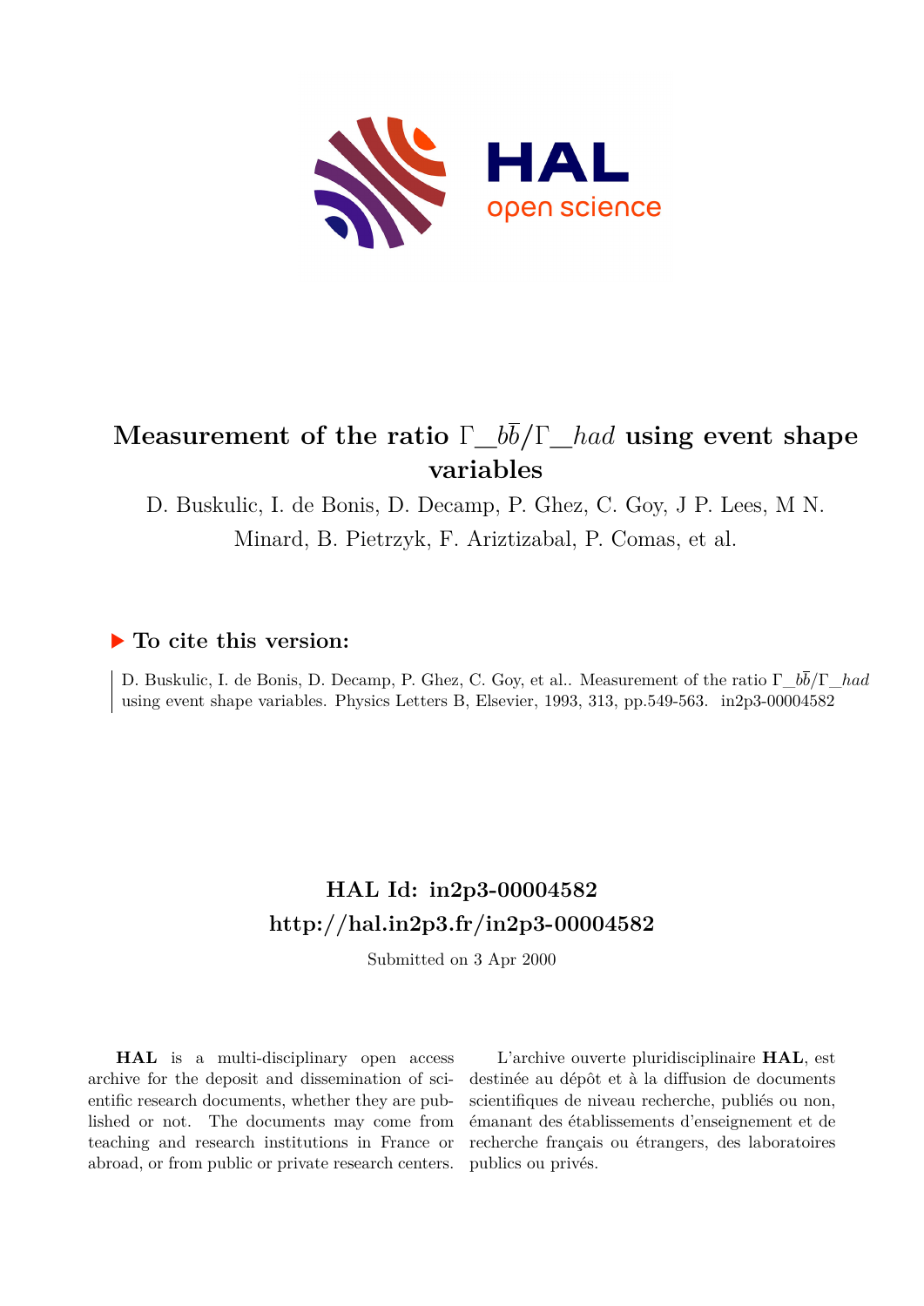# Measurement of the ratio $\Gamma\_\_b\bar{b}/\Gamma\_\_had$ using event shape variables

D. Buskulic, I. de Bonis, D. Decamp, P. Ghez, C. Goy, J P. Lees, M N. Minard, B. Pietrzyk, F. Ariztizabal, P. Comas, et al.

## ▶ To cite this version:

D. Buskulic, I. de Bonis, D. Decamp, P. Ghez, C. Goy, et al.. Measurement of the ratio $\Gamma\_\_b\bar{b}/\Gamma\_\_had$ using event shape variables. Physics Letters B, Elsevier, 1993, 313, pp.549-563. in2p3-00004582

## HAL Id: in2p3-00004582
## http://hal.in2p3.fr/in2p3-00004582

Submitted on 3 Apr 2000

**HAL** is a multi-disciplinary open access archive for the deposit and dissemination of scientific research documents, whether they are published or not. The documents may come from teaching and research institutions in France or abroad, or from public or private research centers.

L'archive ouverte pluridisciplinaire **HAL**, est destinée au dépôt et à la diffusion de documents scientifiques de niveau recherche, publiés ou non, émanant des établissements d'enseignement et de recherche français ou étrangers, des laboratoires publics ou privés.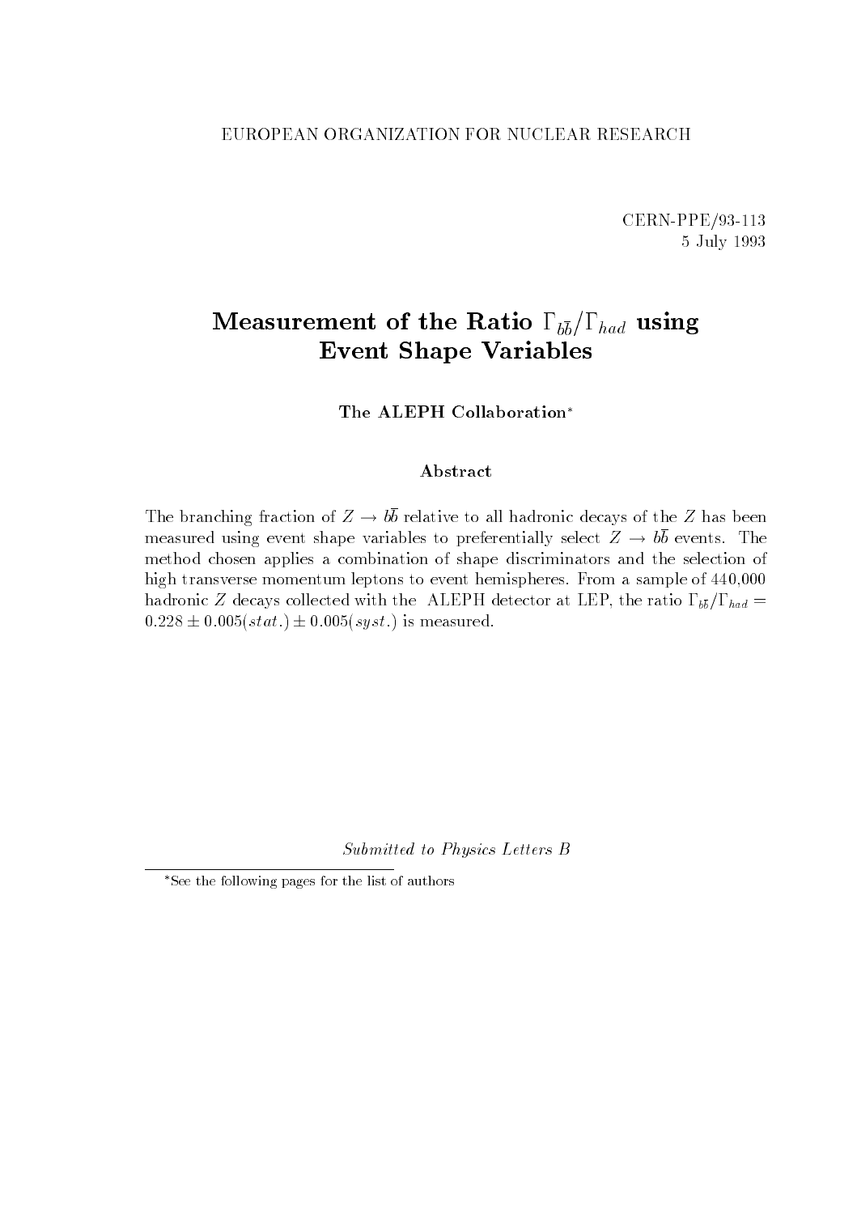EUROPEAN ORGANIZATION FOR NUCLEAR RESEARCH

CERN-PPE/93-113
5 July 1993

# Measurement of the Ratio $\Gamma_{b\bar{b}}/\Gamma_{had}$ using Event Shape Variables

**The ALEPH Collaboration***

### Abstract

The branching fraction of $Z \rightarrow b\bar{b}$ relative to all hadronic decays of the $Z$ has been measured using event shape variables to preferentially select $Z \rightarrow b\bar{b}$ events. The method chosen applies a combination of shape discriminators and the selection of high transverse momentum leptons to event hemispheres. From a sample of 440,000 hadronic $Z$ decays collected with the ALEPH detector at LEP, the ratio $\Gamma_{b\bar{b}}/\Gamma_{had} = 0.228 \pm 0.005(stat.) \pm 0.005(syst.)$ is measured.

*Submitted to Physics Letters B*

*See the following pages for the list of authors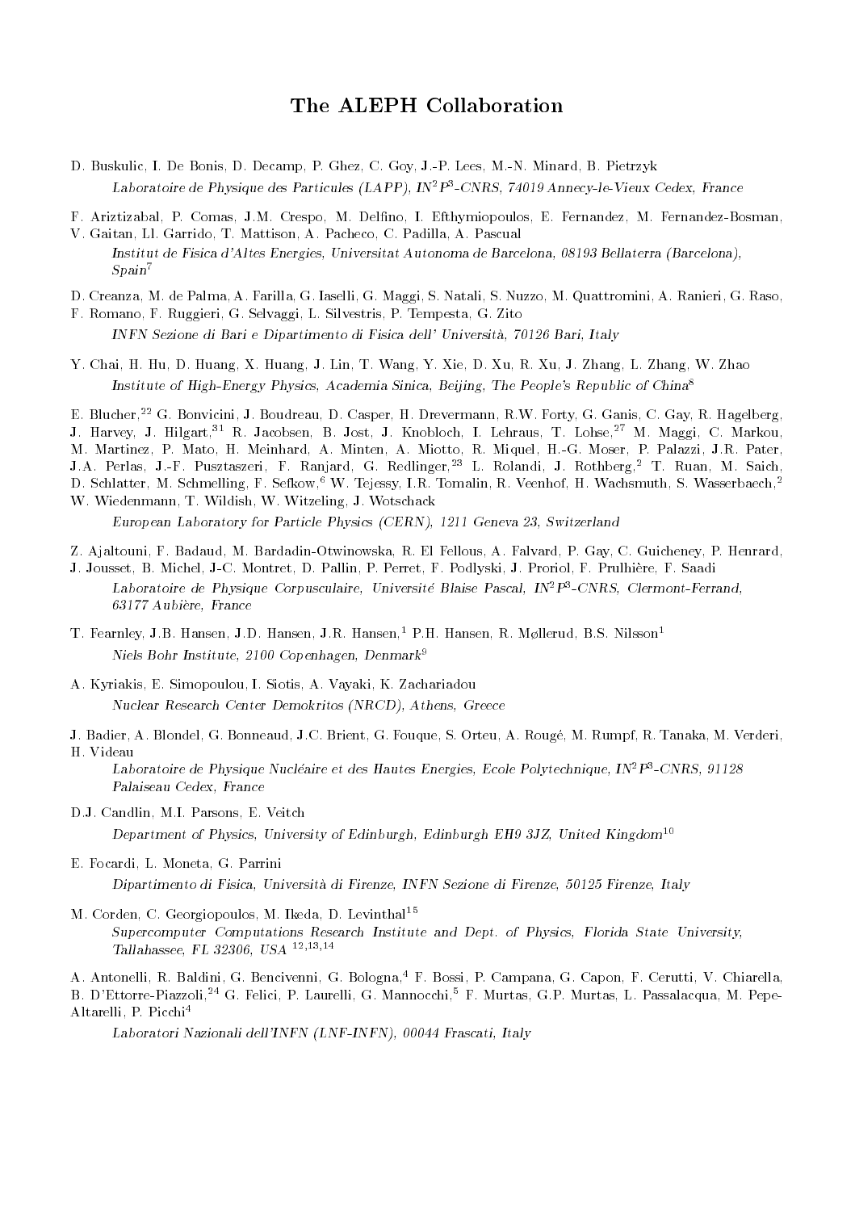## The ALEPH Collaboration

D. Buskulic, I. De Bonis, D. Decamp, P. Ghez, C. Goy, J.-P. Lees, M.-N. Minard, B. Pietrzyk

*Laboratoire de Physique des Particules (LAPP), IN$^2$P$^3$-CNRS, 74019 Annecy-le-Vieux Cedex, France*

F. Ariztizabal, P. Comas, J.M. Crespo, M. Delfino, I. Efthymiopoulos, E. Fernandez, M. Fernandez-Bosman, V. Gaitan, Ll. Garrido, T. Mattison, A. Pacheco, C. Padilla, A. Pascual

*Institut de Fisica d'Altes Energies, Universitat Autonoma de Barcelona, 08193 Bellaterra (Barcelona), Spain*[7]

D. Creanza, M. de Palma, A. Farilla, G. Iaselli, G. Maggi, S. Natali, S. Nuzzo, M. Quattromini, A. Ranieri, G. Raso, F. Romano, F. Ruggieri, G. Selvaggi, L. Silvestris, P. Tempesta, G. Zito

*INFN Sezione di Bari e Dipartimento di Fisica dell' Università, 70126 Bari, Italy*

Y. Chai, H. Hu, D. Huang, X. Huang, J. Lin, T. Wang, Y. Xie, D. Xu, R. Xu, J. Zhang, L. Zhang, W. Zhao

*Institute of High-Energy Physics, Academia Sinica, Beijing, The People's Republic of China*[8]

E. Blucher,[22] G. Bonvicini, J. Boudreau, D. Casper, H. Drevermann, R.W. Forty, G. Ganis, C. Gay, R. Hagelberg, J. Harvey, J. Hilgart,[31] R. Jacobsen, B. Jost, J. Knobloch, I. Lehraus, T. Lohse,[27] M. Maggi, C. Markou, M. Martinez, P. Mato, H. Meinhard, A. Minten, A. Miotto, R. Miquel, H.-G. Moser, P. Palazzi, J.R. Pater, J.A. Perlas, J.-F. Pusztaszeri, F. Ranjard, G. Redlinger,[23] L. Rolandi, J. Rothberg,[2] T. Ruan, M. Saich, D. Schlatter, M. Schmelling, F. Sefkow,[6] W. Tejessy, I.R. Tomalin, R. Veenhof, H. Wachsmuth, S. Wasserbaech,[2] W. Wiedenmann, T. Wildish, W. Witzeling, J. Wotschack

*European Laboratory for Particle Physics (CERN), 1211 Geneva 23, Switzerland*

Z. Ajaltouni, F. Badaud, M. Bardadin-Otwinowska, R. El Fellous, A. Falvard, P. Gay, C. Guicheney, P. Henrard, J. Jousset, B. Michel, J-C. Montret, D. Pallin, P. Perret, F. Podlyski, J. Proriol, F. Prulhière, F. Saadi

*Laboratoire de Physique Corpusculaire, Université Blaise Pascal, IN$^2$P$^3$-CNRS, Clermont-Ferrand, 63177 Aubière, France*

T. Fearnley, J.B. Hansen, J.D. Hansen, J.R. Hansen,[1] P.H. Hansen, R. Møllerud, B.S. Nilsson[1]

*Niels Bohr Institute, 2100 Copenhagen, Denmark*[9]

A. Kyriakis, E. Simopoulou, I. Siotis, A. Vayaki, K. Zachariadou

*Nuclear Research Center Demokritos (NRCD), Athens, Greece*

J. Badier, A. Blondel, G. Bonneaud, J.C. Brient, G. Fouque, S. Orteu, A. Rougé, M. Rumpf, R. Tanaka, M. Verderi, H. Videau

*Laboratoire de Physique Nucléaire et des Hautes Energies, Ecole Polytechnique, IN$^2$P$^3$-CNRS, 91128 Palaiseau Cedex, France*

D.J. Candlin, M.I. Parsons, E. Veitch

*Department of Physics, University of Edinburgh, Edinburgh EH9 3JZ, United Kingdom*[10]

E. Focardi, L. Moneta, G. Parrini

*Dipartimento di Fisica, Università di Firenze, INFN Sezione di Firenze, 50125 Firenze, Italy*

M. Corden, C. Georgiopoulos, M. Ikeda, D. Levinthal[15]

*Supercomputer Computations Research Institute and Dept. of Physics, Florida State University, Tallahassee, FL 32306, USA* [12,13,14]

A. Antonelli, R. Baldini, G. Bencivenni, G. Bologna,[4] F. Bossi, P. Campana, G. Capon, F. Cerutti, V. Chiarella, B. D'Ettorre-Piazzoli,[24] G. Felici, P. Laurelli, G. Mannocchi,[5] F. Murtas, G.P. Murtas, L. Passalacqua, M. Pepe-Altarelli, P. Picchi[4]

*Laboratori Nazionali dell'INFN (LNF-INFN), 00044 Frascati, Italy*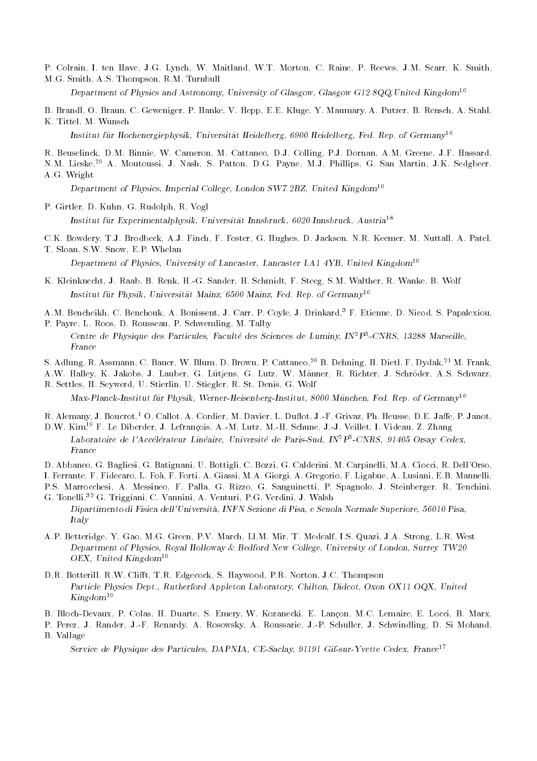P. Colrain, I. ten Have, J.G. Lynch, W. Maitland, W.T. Morton, C. Raine, P. Reeves, J.M. Scarr, K. Smith, M.G. Smith, A.S. Thompson, R.M. Turnbull

*Department of Physics and Astronomy, University of Glasgow, Glasgow G12 8QQ,United Kingdom*[10]

B. Brandl, O. Braun, C. Geweniger, P. Hanke, V. Hepp, E.E. Kluge, Y. Maumary, A. Putzer, B. Rensch, A. Stahl, K. Tittel, M. Wunsch

*Institut für Hochenergiephysik, Universität Heidelberg, 6900 Heidelberg, Fed. Rep. of Germany*[16]

R. Beuselinck, D.M. Binnie, W. Cameron, M. Cattaneo, D.J. Colling, P.J. Dornan, A.M. Greene, J.F. Hassard, N.M. Lieske,[29] A. Moutoussi, J. Nash, S. Patton, D.G. Payne, M.J. Phillips, G. San Martin, J.K. Sedgbeer, A.G. Wright

*Department of Physics, Imperial College, London SW7 2BZ, United Kingdom*[10]

P. Girtler, D. Kuhn, G. Rudolph, R. Vogl

*Institut für Experimentalphysik, Universität Innsbruck, 6020 Innsbruck, Austria*[18]

C.K. Bowdery, T.J. Brodbeck, A.J. Finch, F. Foster, G. Hughes, D. Jackson, N.R. Keemer, M. Nuttall, A. Patel, T. Sloan, S.W. Snow, E.P. Whelan

*Department of Physics, University of Lancaster, Lancaster LA1 4YB, United Kingdom*[10]

K. Kleinknecht, J. Raab, B. Renk, H.-G. Sander, H. Schmidt, F. Steeg, S.M. Walther, R. Wanke, B. Wolf

*Institut für Physik, Universität Mainz, 6500 Mainz, Fed. Rep. of Germany*[16]

A.M. Bencheikh, C. Benchouk, A. Bonissent, J. Carr, P. Coyle, J. Drinkard,[3] F. Etienne, D. Nicod, S. Papalexiou, P. Payre, L. Roos, D. Rousseau, P. Schwemling, M. Talby

*Centre de Physique des Particules, Faculté des Sciences de Luminy, IN$^2$P$^3$-CNRS, 13288 Marseille, France*

S. Adlung, R. Assmann, C. Bauer, W. Blum, D. Brown, P. Cattaneo,[26] B. Dehning, H. Dietl, F. Dydak,[21] M. Frank, A.W. Halley, K. Jakobs, J. Lauber, G. Lütjens, G. Lutz, W. Männer, R. Richter, J. Schröder, A.S. Schwarz, R. Settles, H. Seywerd, U. Stierlin, U. Stiegler, R. St. Denis, G. Wolf

*Max-Planck-Institut für Physik, Werner-Heisenberg-Institut, 8000 München, Fed. Rep. of Germany*[16]

R. Alemany, J. Boucrot,[1] O. Callot, A. Cordier, M. Davier, L. Duflot, J.-F. Grivaz, Ph. Heusse, D.E. Jaffe, P. Janot, D.W. Kim,[19] F. Le Diberder, J. Lefrançois, A.-M. Lutz, M.-H. Schune, J.-J. Veillet, I. Videau, Z. Zhang

*Laboratoire de l'Accélérateur Linéaire, Université de Paris-Sud, IN$^2$P$^3$-CNRS, 91405 Orsay Cedex, France*

D. Abbaneo, G. Bagliesi, G. Batignani, U. Bottigli, C. Bozzi, G. Calderini, M. Carpinelli, M.A. Ciocci, R. Dell'Orso, I. Ferrante, F. Fidecaro, L. Foà, F. Forti, A. Giassi, M.A. Giorgi, A. Gregorio, F. Ligabue, A. Lusiani, E.B. Mannelli, P.S. Marrocchesi, A. Messineo, F. Palla, G. Rizzo, G. Sanguinetti, P. Spagnolo, J. Steinberger, R. Tenchini, G. Tonelli,[32] G. Triggiani, C. Vannini, A. Venturi, P.G. Verdini, J. Walsh

*Dipartimento di Fisica dell'Università, INFN Sezione di Pisa, e Scuola Normale Superiore, 56010 Pisa, Italy*

A.P. Betteridge, Y. Gao, M.G. Green, P.V. March, Ll.M. Mir, T. Medcalf, I.S. Quazi, J.A. Strong, L.R. West

*Department of Physics, Royal Holloway & Bedford New College, University of London, Surrey TW20 OEX, United Kingdom*[10]

D.R. Botterill, R.W. Clifft, T.R. Edgecock, S. Haywood, P.R. Norton, J.C. Thompson

*Particle Physics Dept., Rutherford Appleton Laboratory, Chilton, Didcot, Oxon OX11 OQX, United Kingdom*[10]

B. Bloch-Devaux, P. Colas, H. Duarte, S. Emery, W. Kozanecki, E. Lançon, M.C. Lemaire, E. Locci, B. Marx, P. Perez, J. Rander, J.-F. Renardy, A. Rosowsky, A. Roussarie, J.-P. Schuller, J. Schwindling, D. Si Mohand, B. Vallage

*Service de Physique des Particules, DAPNIA, CE-Saclay, 91191 Gif-sur-Yvette Cedex, France*[17]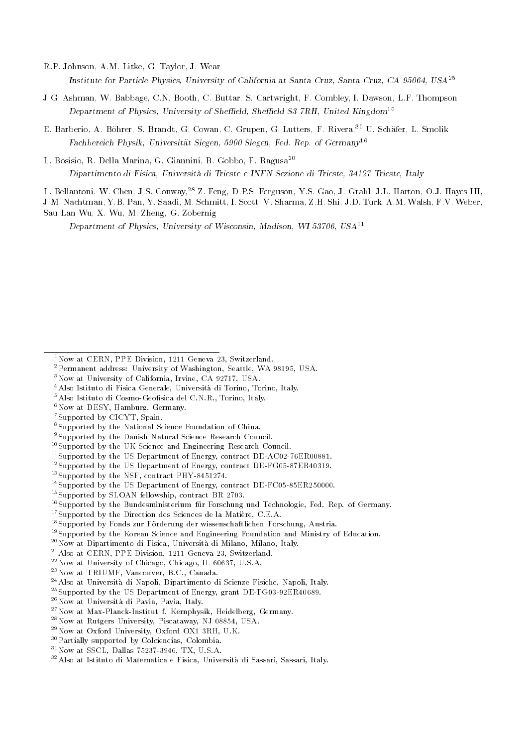R.P. Johnson, A.M. Litke, G. Taylor, J. Wear

*Institute for Particle Physics, University of California at Santa Cruz, Santa Cruz, CA 95064, USA*[25]

J.G. Ashman, W. Babbage, C.N. Booth, C. Buttar, S. Cartwright, F. Combley, I. Dawson, L.F. Thompson

*Department of Physics, University of Sheffield, Sheffield S3 7RH, United Kingdom*[10]

E. Barberio, A. Böhrer, S. Brandt, G. Cowan, C. Grupen, G. Lutters, F. Rivera,[30] U. Schäfer, L. Smolik

*Fachbereich Physik, Universität Siegen, 5900 Siegen, Fed. Rep. of Germany*[16]

L. Bosisio, R. Della Marina, G. Giannini, B. Gobbo, F. Ragusa[20]

*Dipartimento di Fisica, Università di Trieste e INFN Sezione di Trieste, 34127 Trieste, Italy*

L. Bellantoni, W. Chen, J.S. Conway,[28] Z. Feng, D.P.S. Ferguson, Y.S. Gao, J. Grahl, J.L. Harton, O.J. Hayes III, J.M. Nachtman, Y.B. Pan, Y. Saadi, M. Schmitt, I. Scott, V. Sharma, Z.H. Shi, J.D. Turk, A.M. Walsh, F.V. Weber, Sau Lan Wu, X. Wu, M. Zheng, G. Zobernig

*Department of Physics, University of Wisconsin, Madison, WI 53706, USA*[11]

---

[1] Now at CERN, PPE Division, 1211 Geneva 23, Switzerland.
[2] Permanent address: University of Washington, Seattle, WA 98195, USA.
[3] Now at University of California, Irvine, CA 92717, USA.
[4] Also Istituto di Fisica Generale, Università di Torino, Torino, Italy.
[5] Also Istituto di Cosmo-Geofisica del C.N.R., Torino, Italy.
[6] Now at DESY, Hamburg, Germany.
[7] Supported by CICYT, Spain.
[8] Supported by the National Science Foundation of China.
[9] Supported by the Danish Natural Science Research Council.
[10] Supported by the UK Science and Engineering Research Council.
[11] Supported by the US Department of Energy, contract DE-AC02-76ER00881.
[12] Supported by the US Department of Energy, contract DE-FG05-87ER40319.
[13] Supported by the NSF, contract PHY-8451274.
[14] Supported by the US Department of Energy, contract DE-FC05-85ER250000.
[15] Supported by SLOAN fellowship, contract BR 2703.
[16] Supported by the Bundesministerium für Forschung und Technologie, Fed. Rep. of Germany.
[17] Supported by the Direction des Sciences de la Matière, C.E.A.
[18] Supported by Fonds zur Förderung der wissenschaftlichen Forschung, Austria.
[19] Supported by the Korean Science and Engineering Foundation and Ministry of Education.
[20] Now at Dipartimento di Fisica, Università di Milano, Milano, Italy.
[21] Also at CERN, PPE Division, 1211 Geneva 23, Switzerland.
[22] Now at University of Chicago, Chicago, IL 60637, U.S.A.
[23] Now at TRIUMF, Vancouver, B.C., Canada.
[24] Also at Università di Napoli, Dipartimento di Scienze Fisiche, Napoli, Italy.
[25] Supported by the US Department of Energy, grant DE-FG03-92ER40689.
[26] Now at Università di Pavia, Pavia, Italy.
[27] Now at Max-Planck-Institut f. Kernphysik, Heidelberg, Germany.
[28] Now at Rutgers University, Piscataway, NJ 08854, USA.
[29] Now at Oxford University, Oxford OX1 3RH, U.K.
[30] Partially supported by Colciencias, Colombia.
[31] Now at SSCL, Dallas 75237-3946, TX, U.S.A.
[32] Also at Istituto di Matematica e Fisica, Università di Sassari, Sassari, Italy.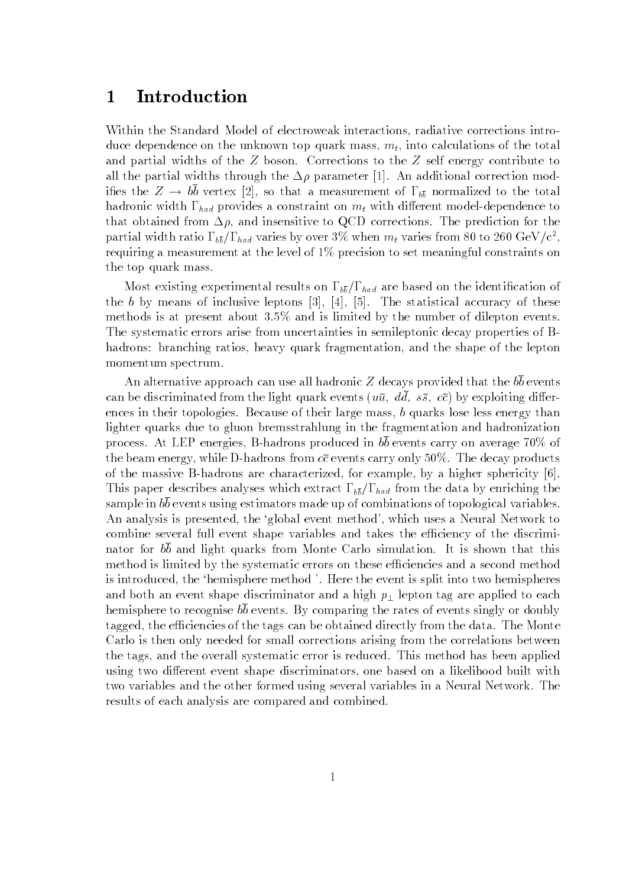# 1 Introduction

Within the Standard Model of electroweak interactions, radiative corrections introduce dependence on the unknown top quark mass, $m_t$, into calculations of the total and partial widths of the $Z$ boson. Corrections to the $Z$ self energy contribute to all the partial widths through the $\Delta\rho$ parameter [1]. An additional correction modifies the $Z \rightarrow b\bar{b}$ vertex [2], so that a measurement of $\Gamma_{b\bar{b}}$ normalized to the total hadronic width $\Gamma_{had}$ provides a constraint on $m_t$ with different model-dependence to that obtained from $\Delta\rho$, and insensitive to QCD corrections. The prediction for the partial width ratio $\Gamma_{b\bar{b}}/\Gamma_{had}$ varies by over 3% when $m_t$ varies from 80 to 260 GeV/c$^2$, requiring a measurement at the level of 1% precision to set meaningful constraints on the top quark mass.

Most existing experimental results on $\Gamma_{b\bar{b}}/\Gamma_{had}$ are based on the identification of the $b$ by means of inclusive leptons [3], [4], [5]. The statistical accuracy of these methods is at present about 3.5% and is limited by the number of dilepton events. The systematic errors arise from uncertainties in semileptonic decay properties of B-hadrons: branching ratios, heavy quark fragmentation, and the shape of the lepton momentum spectrum.

An alternative approach can use all hadronic $Z$ decays provided that the $b\bar{b}$ events can be discriminated from the light quark events ($u\bar{u}$, $d\bar{d}$, $s\bar{s}$, $c\bar{c}$) by exploiting differences in their topologies. Because of their large mass, $b$ quarks lose less energy than lighter quarks due to gluon bremsstrahlung in the fragmentation and hadronization process. At LEP energies, B-hadrons produced in $b\bar{b}$ events carry on average 70% of the beam energy, while D-hadrons from $c\bar{c}$ events carry only 50%. The decay products of the massive B-hadrons are characterized, for example, by a higher sphericity [6]. This paper describes analyses which extract $\Gamma_{b\bar{b}}/\Gamma_{had}$ from the data by enriching the sample in $b\bar{b}$ events using estimators made up of combinations of topological variables. An analysis is presented, the 'global event method', which uses a Neural Network to combine several full event shape variables and takes the efficiency of the discriminator for $b\bar{b}$ and light quarks from Monte Carlo simulation. It is shown that this method is limited by the systematic errors on these efficiencies and a second method is introduced, the 'hemisphere method '. Here the event is split into two hemispheres and both an event shape discriminator and a high $p_{\perp}$ lepton tag are applied to each hemisphere to recognise $b\bar{b}$ events. By comparing the rates of events singly or doubly tagged, the efficiencies of the tags can be obtained directly from the data. The Monte Carlo is then only needed for small corrections arising from the correlations between the tags, and the overall systematic error is reduced. This method has been applied using two different event shape discriminators, one based on a likelihood built with two variables and the other formed using several variables in a Neural Network. The results of each analysis are compared and combined.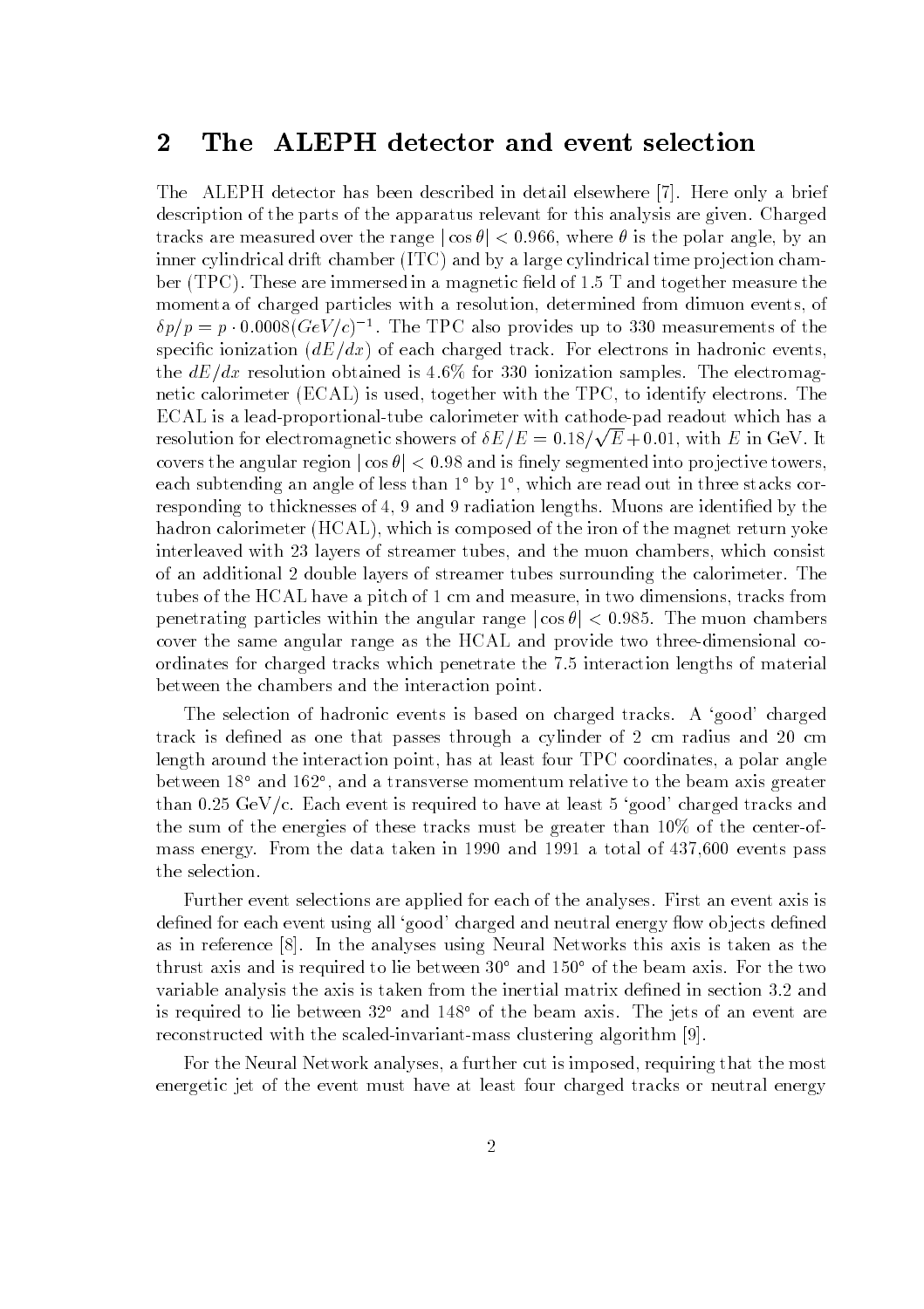## 2 The ALEPH detector and event selection

The ALEPH detector has been described in detail elsewhere [7]. Here only a brief description of the parts of the apparatus relevant for this analysis are given. Charged tracks are measured over the range $|\cos\theta| < 0.966$, where $\theta$ is the polar angle, by an inner cylindrical drift chamber (ITC) and by a large cylindrical time projection chamber (TPC). These are immersed in a magnetic field of 1.5 T and together measure the momenta of charged particles with a resolution, determined from dimuon events, of $\delta p/p = p \cdot 0.0008(GeV/c)^{-1}$. The TPC also provides up to 330 measurements of the specific ionization ($dE/dx$) of each charged track. For electrons in hadronic events, the $dE/dx$ resolution obtained is 4.6% for 330 ionization samples. The electromagnetic calorimeter (ECAL) is used, together with the TPC, to identify electrons. The ECAL is a lead-proportional-tube calorimeter with cathode-pad readout which has a resolution for electromagnetic showers of $\delta E/E = 0.18/\sqrt{E} + 0.01$, with $E$ in GeV. It covers the angular region $|\cos\theta| < 0.98$ and is finely segmented into projective towers, each subtending an angle of less than $1°$ by $1°$, which are read out in three stacks corresponding to thicknesses of 4, 9 and 9 radiation lengths. Muons are identified by the hadron calorimeter (HCAL), which is composed of the iron of the magnet return yoke interleaved with 23 layers of streamer tubes, and the muon chambers, which consist of an additional 2 double layers of streamer tubes surrounding the calorimeter. The tubes of the HCAL have a pitch of 1 cm and measure, in two dimensions, tracks from penetrating particles within the angular range $|\cos\theta| < 0.985$. The muon chambers cover the same angular range as the HCAL and provide two three-dimensional coordinates for charged tracks which penetrate the 7.5 interaction lengths of material between the chambers and the interaction point.

The selection of hadronic events is based on charged tracks. A 'good' charged track is defined as one that passes through a cylinder of 2 cm radius and 20 cm length around the interaction point, has at least four TPC coordinates, a polar angle between $18°$ and $162°$, and a transverse momentum relative to the beam axis greater than 0.25 GeV/c. Each event is required to have at least 5 'good' charged tracks and the sum of the energies of these tracks must be greater than 10% of the center-of-mass energy. From the data taken in 1990 and 1991 a total of 437,600 events pass the selection.

Further event selections are applied for each of the analyses. First an event axis is defined for each event using all 'good' charged and neutral energy flow objects defined as in reference [8]. In the analyses using Neural Networks this axis is taken as the thrust axis and is required to lie between $30°$ and $150°$ of the beam axis. For the two variable analysis the axis is taken from the inertial matrix defined in section 3.2 and is required to lie between $32°$ and $148°$ of the beam axis. The jets of an event are reconstructed with the scaled-invariant-mass clustering algorithm [9].

For the Neural Network analyses, a further cut is imposed, requiring that the most energetic jet of the event must have at least four charged tracks or neutral energy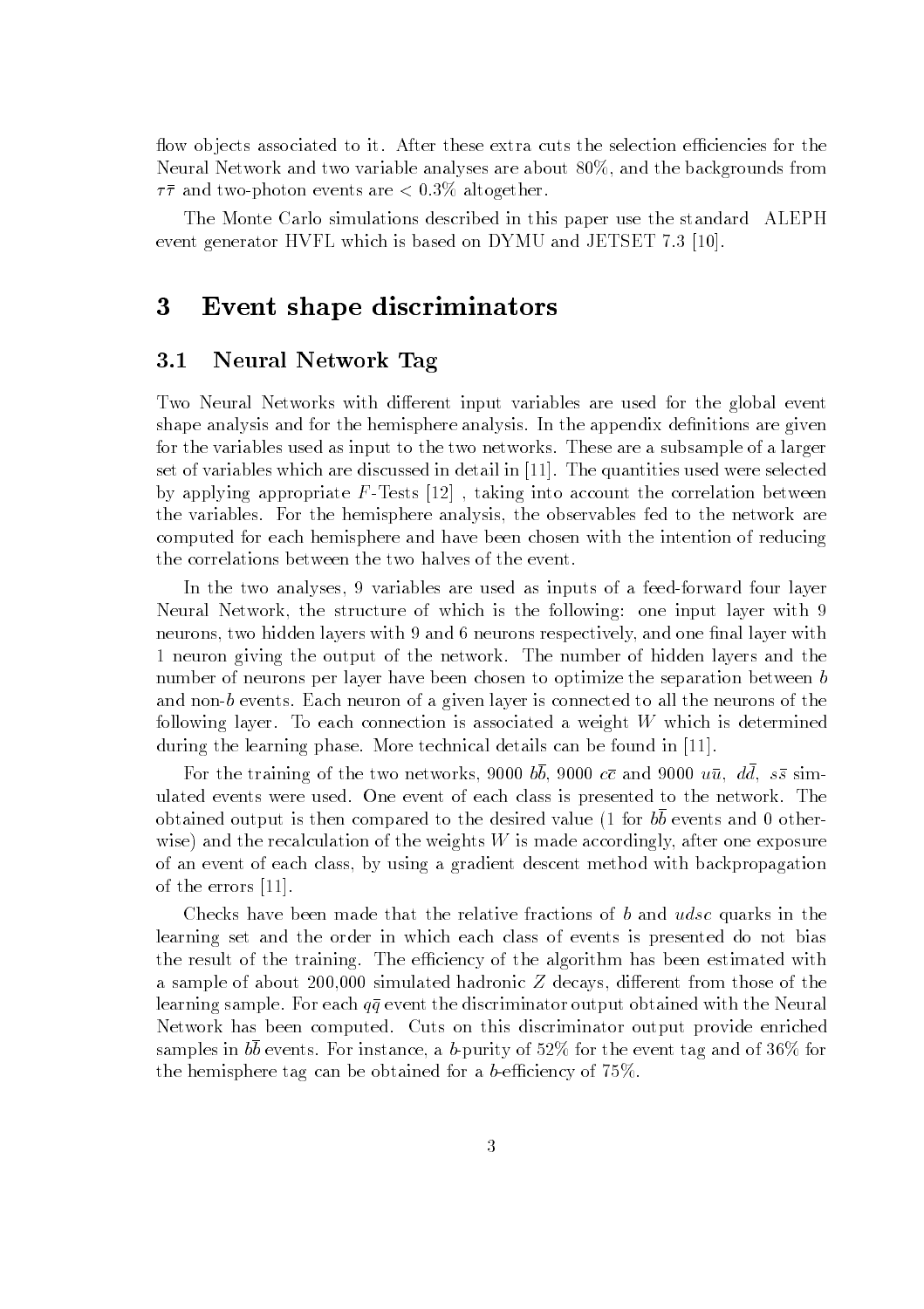flow objects associated to it. After these extra cuts the selection efficiencies for the Neural Network and two variable analyses are about 80%, and the backgrounds from $\tau\bar{\tau}$ and two-photon events are $< 0.3\%$ altogether.

The Monte Carlo simulations described in this paper use the standard ALEPH event generator HVFL which is based on DYMU and JETSET 7.3 [10].

# 3 Event shape discriminators

## 3.1 Neural Network Tag

Two Neural Networks with different input variables are used for the global event shape analysis and for the hemisphere analysis. In the appendix definitions are given for the variables used as input to the two networks. These are a subsample of a larger set of variables which are discussed in detail in [11]. The quantities used were selected by applying appropriate $F$-Tests [12] , taking into account the correlation between the variables. For the hemisphere analysis, the observables fed to the network are computed for each hemisphere and have been chosen with the intention of reducing the correlations between the two halves of the event.

In the two analyses, 9 variables are used as inputs of a feed-forward four layer Neural Network, the structure of which is the following: one input layer with 9 neurons, two hidden layers with 9 and 6 neurons respectively, and one final layer with 1 neuron giving the output of the network. The number of hidden layers and the number of neurons per layer have been chosen to optimize the separation between $b$ and non-$b$ events. Each neuron of a given layer is connected to all the neurons of the following layer. To each connection is associated a weight $W$ which is determined during the learning phase. More technical details can be found in [11].

For the training of the two networks, 9000 $b\bar{b}$, 9000 $c\bar{c}$ and 9000 $u\bar{u}$, $d\bar{d}$, $s\bar{s}$ simulated events were used. One event of each class is presented to the network. The obtained output is then compared to the desired value (1 for $b\bar{b}$ events and 0 otherwise) and the recalculation of the weights $W$ is made accordingly, after one exposure of an event of each class, by using a gradient descent method with backpropagation of the errors [11].

Checks have been made that the relative fractions of $b$ and $udsc$ quarks in the learning set and the order in which each class of events is presented do not bias the result of the training. The efficiency of the algorithm has been estimated with a sample of about 200,000 simulated hadronic $Z$ decays, different from those of the learning sample. For each $q\bar{q}$ event the discriminator output obtained with the Neural Network has been computed. Cuts on this discriminator output provide enriched samples in $b\bar{b}$ events. For instance, a $b$-purity of 52% for the event tag and of 36% for the hemisphere tag can be obtained for a $b$-efficiency of 75%.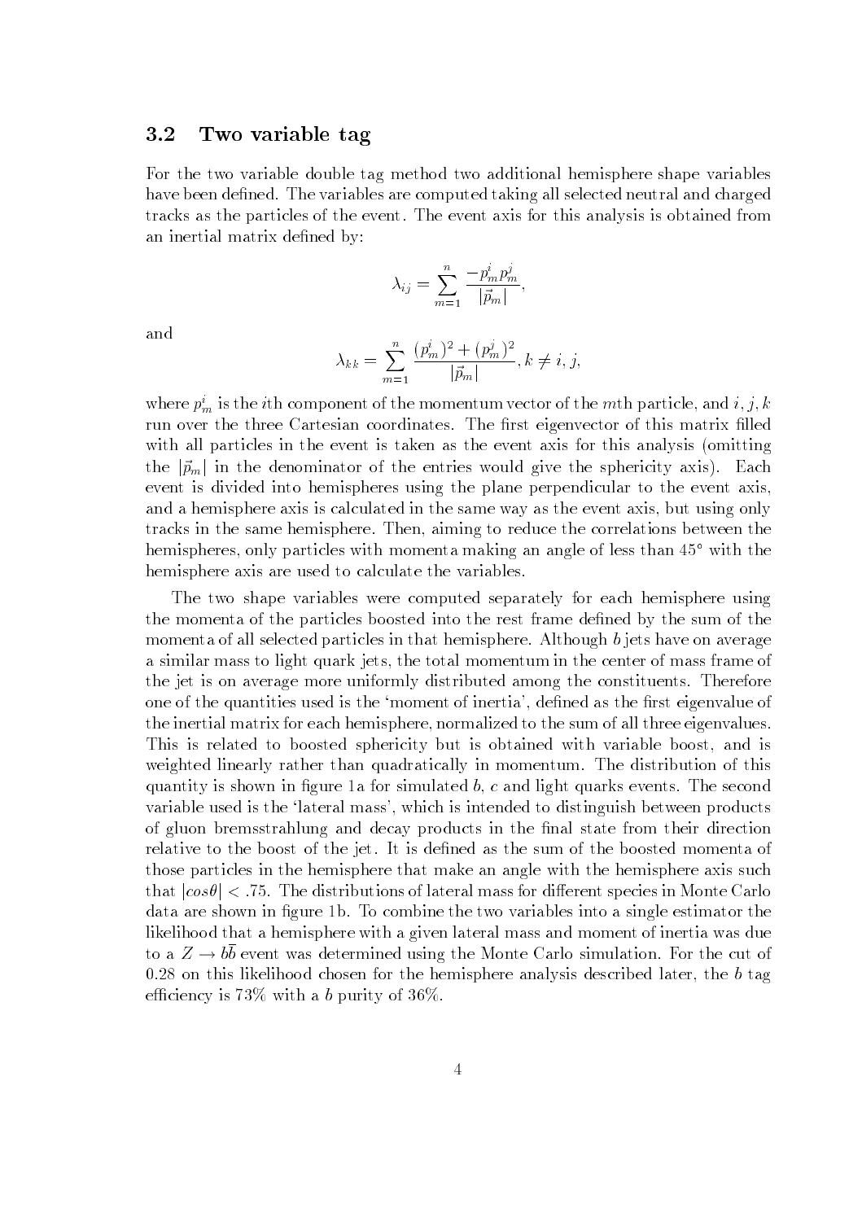### 3.2 Two variable tag

For the two variable double tag method two additional hemisphere shape variables have been defined. The variables are computed taking all selected neutral and charged tracks as the particles of the event. The event axis for this analysis is obtained from an inertial matrix defined by:

$$\lambda_{ij} = \sum_{m=1}^{n} \frac{-p_m^i p_m^j}{|\vec{p}_m|},$$

and

$$\lambda_{kk} = \sum_{m=1}^{n} \frac{(p_m^i)^2 + (p_m^j)^2}{|\vec{p}_m|}, k \neq i, j,$$

where $p_m^i$ is the $i$th component of the momentum vector of the $m$th particle, and $i, j, k$ run over the three Cartesian coordinates. The first eigenvector of this matrix filled with all particles in the event is taken as the event axis for this analysis (omitting the $|\vec{p}_m|$ in the denominator of the entries would give the sphericity axis). Each event is divided into hemispheres using the plane perpendicular to the event axis, and a hemisphere axis is calculated in the same way as the event axis, but using only tracks in the same hemisphere. Then, aiming to reduce the correlations between the hemispheres, only particles with momenta making an angle of less than $45^\circ$ with the hemisphere axis are used to calculate the variables.

The two shape variables were computed separately for each hemisphere using the momenta of the particles boosted into the rest frame defined by the sum of the momenta of all selected particles in that hemisphere. Although $b$ jets have on average a similar mass to light quark jets, the total momentum in the center of mass frame of the jet is on average more uniformly distributed among the constituents. Therefore one of the quantities used is the 'moment of inertia', defined as the first eigenvalue of the inertial matrix for each hemisphere, normalized to the sum of all three eigenvalues. This is related to boosted sphericity but is obtained with variable boost, and is weighted linearly rather than quadratically in momentum. The distribution of this quantity is shown in figure 1a for simulated $b$, $c$ and light quarks events. The second variable used is the 'lateral mass', which is intended to distinguish between products of gluon bremsstrahlung and decay products in the final state from their direction relative to the boost of the jet. It is defined as the sum of the boosted momenta of those particles in the hemisphere that make an angle with the hemisphere axis such that $|cos\theta| < .75$. The distributions of lateral mass for different species in Monte Carlo data are shown in figure 1b. To combine the two variables into a single estimator the likelihood that a hemisphere with a given lateral mass and moment of inertia was due to a $Z \to b\bar{b}$ event was determined using the Monte Carlo simulation. For the cut of 0.28 on this likelihood chosen for the hemisphere analysis described later, the $b$ tag efficiency is 73% with a $b$ purity of 36%.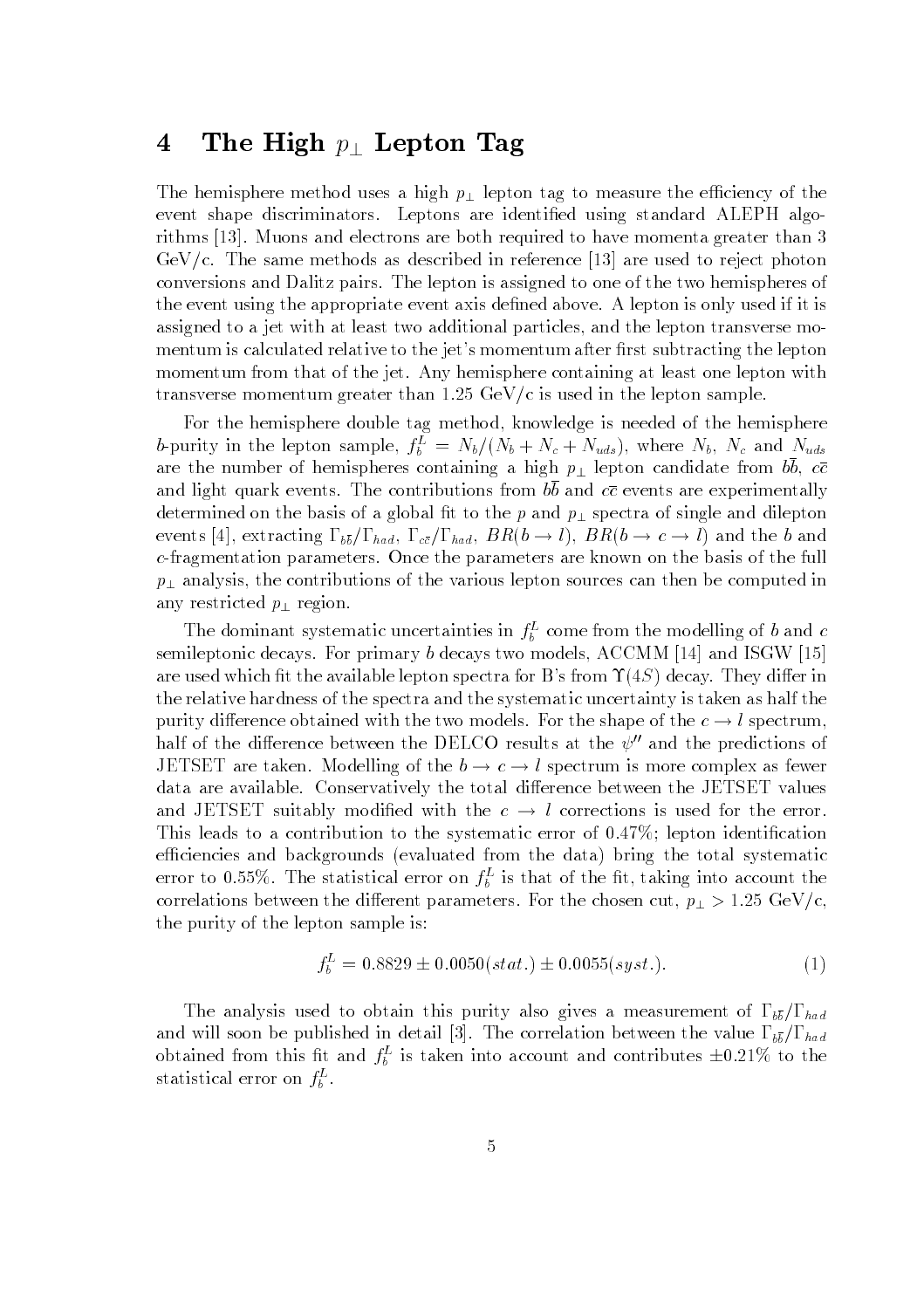## 4 The High $p_\perp$ Lepton Tag

The hemisphere method uses a high $p_\perp$ lepton tag to measure the efficiency of the event shape discriminators. Leptons are identified using standard ALEPH algorithms [13]. Muons and electrons are both required to have momenta greater than 3 GeV/c. The same methods as described in reference [13] are used to reject photon conversions and Dalitz pairs. The lepton is assigned to one of the two hemispheres of the event using the appropriate event axis defined above. A lepton is only used if it is assigned to a jet with at least two additional particles, and the lepton transverse momentum is calculated relative to the jet's momentum after first subtracting the lepton momentum from that of the jet. Any hemisphere containing at least one lepton with transverse momentum greater than 1.25 GeV/c is used in the lepton sample.

For the hemisphere double tag method, knowledge is needed of the hemisphere $b$-purity in the lepton sample, $f_b^L = N_b/(N_b + N_c + N_{uds})$, where $N_b$, $N_c$ and $N_{uds}$ are the number of hemispheres containing a high $p_\perp$ lepton candidate from $b\bar{b}$, $c\bar{c}$ and light quark events. The contributions from $b\bar{b}$ and $c\bar{c}$ events are experimentally determined on the basis of a global fit to the $p$ and $p_\perp$ spectra of single and dilepton events [4], extracting $\Gamma_{b\bar{b}}/\Gamma_{had}$, $\Gamma_{c\bar{c}}/\Gamma_{had}$, $BR(b \to l)$, $BR(b \to c \to l)$ and the $b$ and $c$-fragmentation parameters. Once the parameters are known on the basis of the full $p_\perp$ analysis, the contributions of the various lepton sources can then be computed in any restricted $p_\perp$ region.

The dominant systematic uncertainties in $f_b^L$ come from the modelling of $b$ and $c$ semileptonic decays. For primary $b$ decays two models, ACCMM [14] and ISGW [15] are used which fit the available lepton spectra for B's from $\Upsilon(4S)$ decay. They differ in the relative hardness of the spectra and the systematic uncertainty is taken as half the purity difference obtained with the two models. For the shape of the $c \to l$ spectrum, half of the difference between the DELCO results at the $\psi''$ and the predictions of JETSET are taken. Modelling of the $b \to c \to l$ spectrum is more complex as fewer data are available. Conservatively the total difference between the JETSET values and JETSET suitably modified with the $c \to l$ corrections is used for the error. This leads to a contribution to the systematic error of 0.47%; lepton identification efficiencies and backgrounds (evaluated from the data) bring the total systematic error to 0.55%. The statistical error on $f_b^L$ is that of the fit, taking into account the correlations between the different parameters. For the chosen cut, $p_\perp > 1.25$ GeV/c, the purity of the lepton sample is:

$$f_b^L = 0.8829 \pm 0.0050(stat.) \pm 0.0055(syst.). \tag{1}$$

The analysis used to obtain this purity also gives a measurement of $\Gamma_{b\bar{b}}/\Gamma_{had}$ and will soon be published in detail [3]. The correlation between the value $\Gamma_{b\bar{b}}/\Gamma_{had}$ obtained from this fit and $f_b^L$ is taken into account and contributes $\pm 0.21\%$ to the statistical error on $f_b^L$.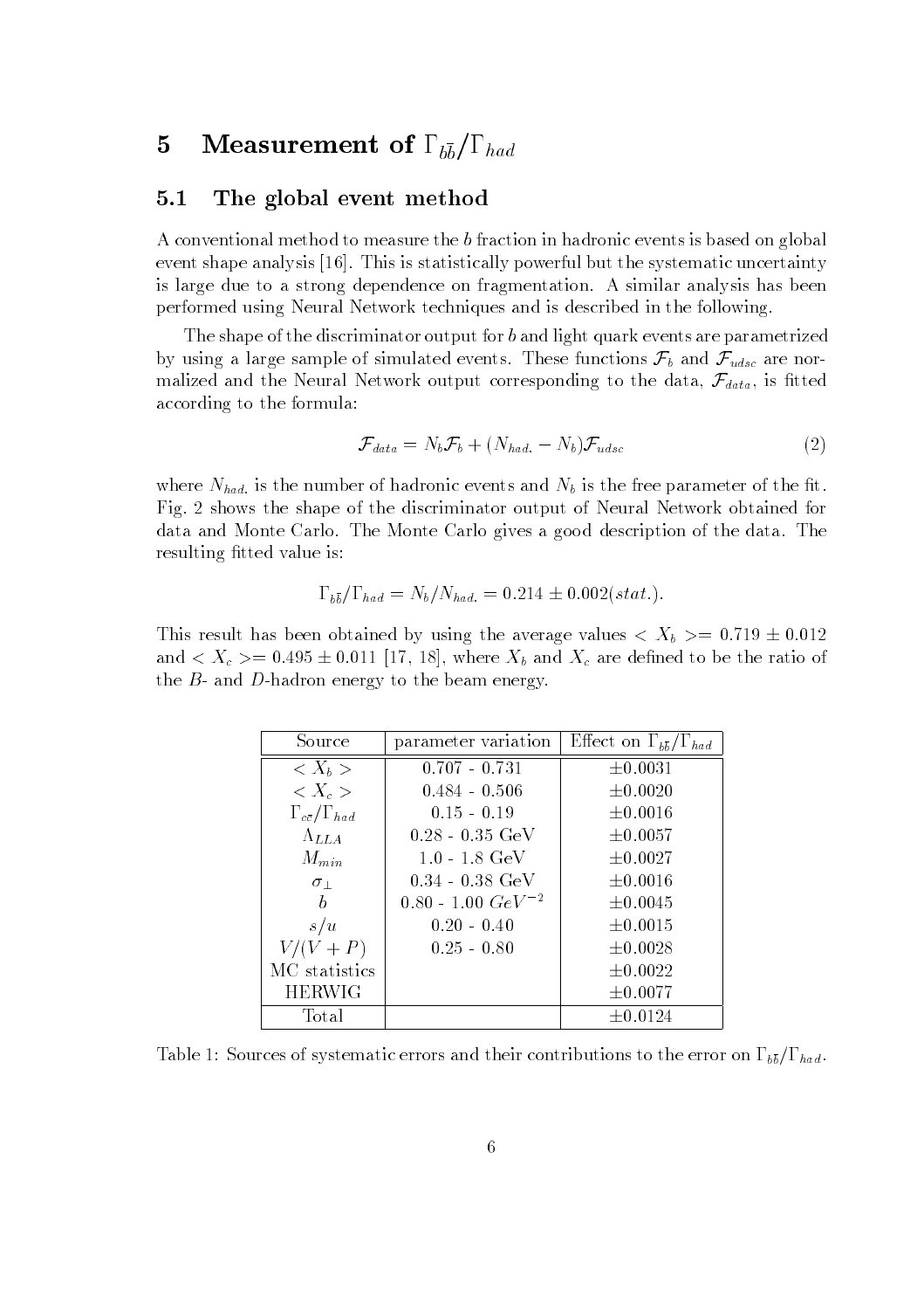# 5 Measurement of $\Gamma_{b\bar{b}}/\Gamma_{had}$

## 5.1 The global event method

A conventional method to measure the $b$ fraction in hadronic events is based on global event shape analysis [16]. This is statistically powerful but the systematic uncertainty is large due to a strong dependence on fragmentation. A similar analysis has been performed using Neural Network techniques and is described in the following.

The shape of the discriminator output for $b$ and light quark events are parametrized by using a large sample of simulated events. These functions $\mathcal{F}_b$ and $\mathcal{F}_{udsc}$ are normalized and the Neural Network output corresponding to the data, $\mathcal{F}_{data}$, is fitted according to the formula:

$$\mathcal{F}_{data} = N_b \mathcal{F}_b + (N_{had.} - N_b)\mathcal{F}_{udsc} \tag{2}$$

where $N_{had.}$ is the number of hadronic events and $N_b$ is the free parameter of the fit. Fig. 2 shows the shape of the discriminator output of Neural Network obtained for data and Monte Carlo. The Monte Carlo gives a good description of the data. The resulting fitted value is:

$$\Gamma_{b\bar{b}}/\Gamma_{had} = N_b/N_{had.} = 0.214 \pm 0.002(stat.).$$

This result has been obtained by using the average values $< X_b >= 0.719 \pm 0.012$ and $< X_c >= 0.495 \pm 0.011$ [17, 18], where $X_b$ and $X_c$ are defined to be the ratio of the $B$- and $D$-hadron energy to the beam energy.

| Source | parameter variation | Effect on $\Gamma_{b\bar{b}}/\Gamma_{had}$ |
|---|---|---|
| $< X_b >$ | 0.707 - 0.731 | $\pm 0.0031$ |
| $< X_c >$ | 0.484 - 0.506 | $\pm 0.0020$ |
| $\Gamma_{c\bar{c}}/\Gamma_{had}$ | 0.15 - 0.19 | $\pm 0.0016$ |
| $\Lambda_{LLA}$ | 0.28 - 0.35 GeV | $\pm 0.0057$ |
| $M_{min}$ | 1.0 - 1.8 GeV | $\pm 0.0027$ |
| $\sigma_{\perp}$ | 0.34 - 0.38 GeV | $\pm 0.0016$ |
| $b$ | 0.80 - 1.00 $GeV^{-2}$ | $\pm 0.0045$ |
| $s/u$ | 0.20 - 0.40 | $\pm 0.0015$ |
| $V/(V+P)$ | 0.25 - 0.80 | $\pm 0.0028$ |
| MC statistics | | $\pm 0.0022$ |
| HERWIG | | $\pm 0.0077$ |
| Total | | $\pm 0.0124$ |

Table 1: Sources of systematic errors and their contributions to the error on $\Gamma_{b\bar{b}}/\Gamma_{had}$.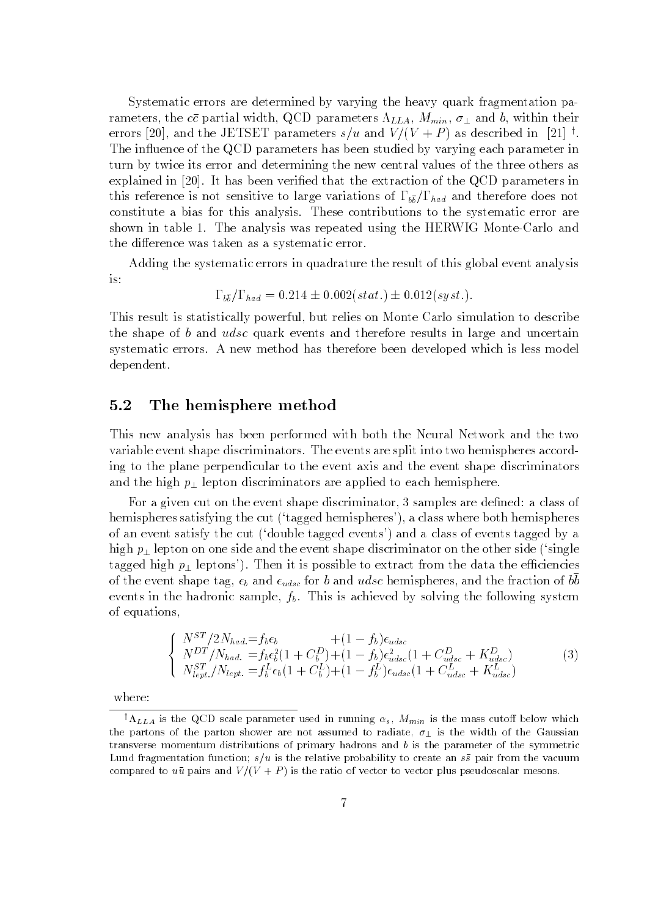Systematic errors are determined by varying the heavy quark fragmentation parameters, the $c\bar{c}$ partial width, QCD parameters $\Lambda_{LLA}$, $M_{min}$, $\sigma_\perp$ and $b$, within their errors [20], and the JETSET parameters $s/u$ and $V/(V+P)$ as described in [21] †. The influence of the QCD parameters has been studied by varying each parameter in turn by twice its error and determining the new central values of the three others as explained in [20]. It has been verified that the extraction of the QCD parameters in this reference is not sensitive to large variations of $\Gamma_{b\bar{b}}/\Gamma_{had}$ and therefore does not constitute a bias for this analysis. These contributions to the systematic error are shown in table 1. The analysis was repeated using the HERWIG Monte-Carlo and the difference was taken as a systematic error.

Adding the systematic errors in quadrature the result of this global event analysis is:

$$\Gamma_{b\bar{b}}/\Gamma_{had} = 0.214 \pm 0.002(stat.) \pm 0.012(syst.).$$

This result is statistically powerful, but relies on Monte Carlo simulation to describe the shape of $b$ and $udsc$ quark events and therefore results in large and uncertain systematic errors. A new method has therefore been developed which is less model dependent.

## 5.2 The hemisphere method

This new analysis has been performed with both the Neural Network and the two variable event shape discriminators. The events are split into two hemispheres according to the plane perpendicular to the event axis and the event shape discriminators and the high $p_\perp$ lepton discriminators are applied to each hemisphere.

For a given cut on the event shape discriminator, 3 samples are defined: a class of hemispheres satisfying the cut ('tagged hemispheres'), a class where both hemispheres of an event satisfy the cut ('double tagged events') and a class of events tagged by a high $p_\perp$ lepton on one side and the event shape discriminator on the other side ('single tagged high $p_\perp$ leptons'). Then it is possible to extract from the data the efficiencies of the event shape tag, $\epsilon_b$ and $\epsilon_{udsc}$ for $b$ and $udsc$ hemispheres, and the fraction of $b\bar{b}$ events in the hadronic sample, $f_b$. This is achieved by solving the following system of equations,

$$\left\{ \begin{array}{ll} N^{ST}/2N_{had.} = f_b \epsilon_b & + (1-f_b)\epsilon_{udsc} \\ N^{DT}/N_{had.} = f_b \epsilon_b^2 (1 + C_b^D) & + (1-f_b)\epsilon_{udsc}^2 (1 + C_{udsc}^D + K_{udsc}^D) \\ N_{lept.}^{ST}/N_{lept.} = f_b^L \epsilon_b (1 + C_b^L) & + (1-f_b^L)\epsilon_{udsc}(1 + C_{udsc}^L + K_{udsc}^L) \end{array} \right. \quad (3)$$

where:

† $\Lambda_{LLA}$ is the QCD scale parameter used in running $\alpha_s$, $M_{min}$ is the mass cutoff below which the partons of the parton shower are not assumed to radiate, $\sigma_\perp$ is the width of the Gaussian transverse momentum distributions of primary hadrons and $b$ is the parameter of the symmetric Lund fragmentation function; $s/u$ is the relative probability to create an $s\bar{s}$ pair from the vacuum compared to $u\bar{u}$ pairs and $V/(V+P)$ is the ratio of vector to vector plus pseudoscalar mesons.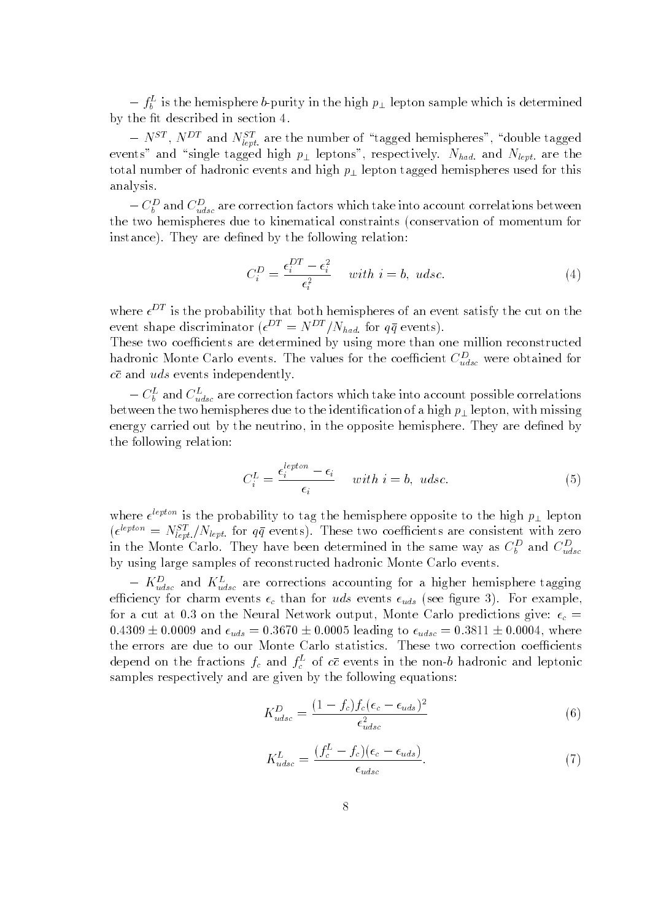– $f_b^L$ is the hemisphere $b$-purity in the high $p_\perp$ lepton sample which is determined by the fit described in section 4.

– $N^{ST}$, $N^{DT}$ and $N^{ST}_{lept.}$ are the number of "tagged hemispheres", "double tagged events" and "single tagged high $p_\perp$ leptons", respectively. $N_{had.}$ and $N_{lept.}$ are the total number of hadronic events and high $p_\perp$ lepton tagged hemispheres used for this analysis.

– $C_b^D$ and $C_{udsc}^D$ are correction factors which take into account correlations between the two hemispheres due to kinematical constraints (conservation of momentum for instance). They are defined by the following relation:

$$C_i^D = \frac{\epsilon_i^{DT} - \epsilon_i^2}{\epsilon_i^2} \quad with\ i = b,\ udsc. \tag{4}$$

where $\epsilon^{DT}$ is the probability that both hemispheres of an event satisfy the cut on the event shape discriminator ($\epsilon^{DT} = N^{DT}/N_{had.}$ for $q\bar{q}$ events).

These two coefficients are determined by using more than one million reconstructed hadronic Monte Carlo events. The values for the coefficient $C_{udsc}^D$ were obtained for $c\bar{c}$ and $uds$ events independently.

– $C_b^L$ and $C_{udsc}^L$ are correction factors which take into account possible correlations between the two hemispheres due to the identification of a high $p_\perp$ lepton, with missing energy carried out by the neutrino, in the opposite hemisphere. They are defined by the following relation:

$$C_i^L = \frac{\epsilon_i^{lepton} - \epsilon_i}{\epsilon_i} \quad with\ i = b,\ udsc. \tag{5}$$

where $\epsilon^{lepton}$ is the probability to tag the hemisphere opposite to the high $p_\perp$ lepton ($\epsilon^{lepton} = N^{ST}_{lept.}/N_{lept.}$ for $q\bar{q}$ events). These two coefficients are consistent with zero in the Monte Carlo. They have been determined in the same way as $C_b^D$ and $C_{udsc}^D$ by using large samples of reconstructed hadronic Monte Carlo events.

– $K_{udsc}^D$ and $K_{udsc}^L$ are corrections accounting for a higher hemisphere tagging efficiency for charm events $\epsilon_c$ than for $uds$ events $\epsilon_{uds}$ (see figure 3). For example, for a cut at 0.3 on the Neural Network output, Monte Carlo predictions give: $\epsilon_c = 0.4309 \pm 0.0009$ and $\epsilon_{uds} = 0.3670 \pm 0.0005$ leading to $\epsilon_{udsc} = 0.3811 \pm 0.0004$, where the errors are due to our Monte Carlo statistics. These two correction coefficients depend on the fractions $f_c$ and $f_c^L$ of $c\bar{c}$ events in the non-$b$ hadronic and leptonic samples respectively and are given by the following equations:

$$K_{udsc}^D = \frac{(1 - f_c) f_c (\epsilon_c - \epsilon_{uds})^2}{\epsilon_{udsc}^2} \tag{6}$$

$$K_{udsc}^L = \frac{(f_c^L - f_c)(\epsilon_c - \epsilon_{uds})}{\epsilon_{udsc}}. \tag{7}$$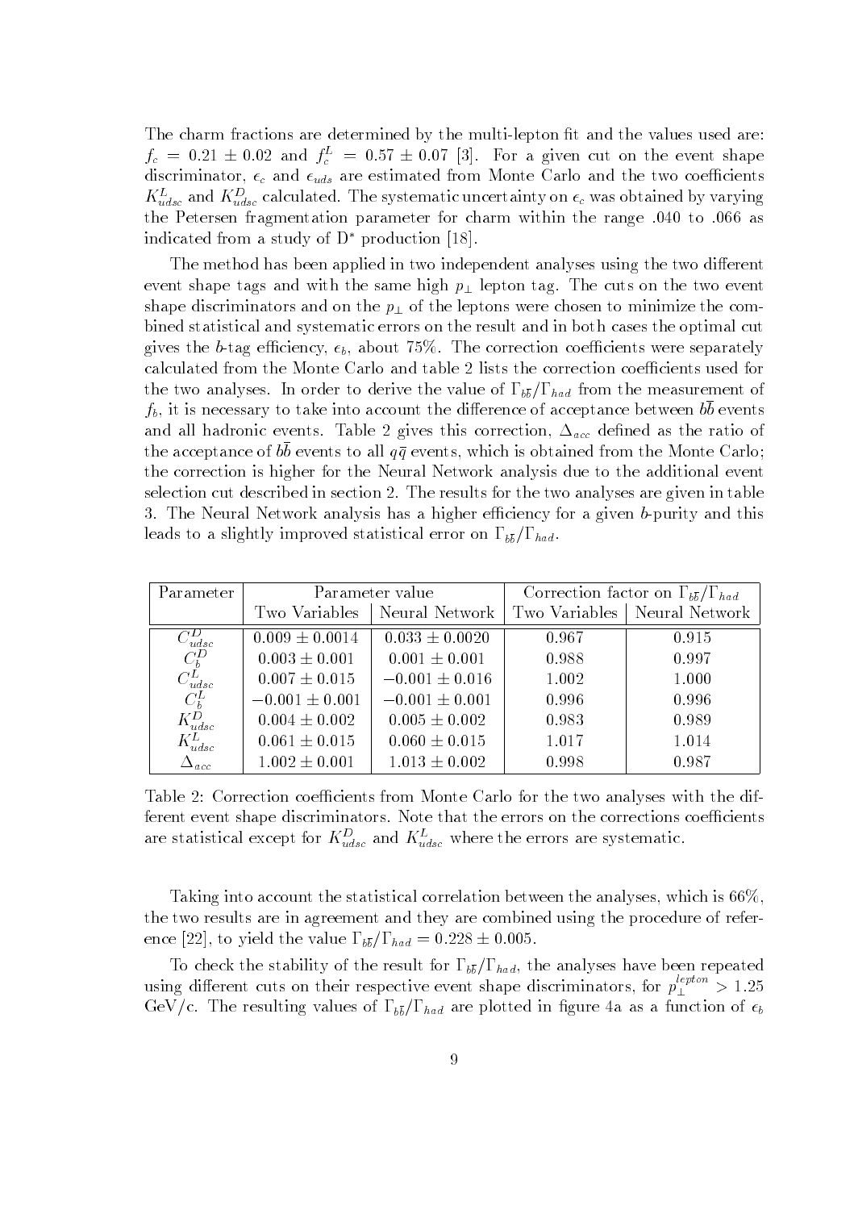The charm fractions are determined by the multi-lepton fit and the values used are: $f_c = 0.21 \pm 0.02$ and $f_c^L = 0.57 \pm 0.07$ [3]. For a given cut on the event shape discriminator, $\epsilon_c$ and $\epsilon_{uds}$ are estimated from Monte Carlo and the two coefficients $K_{udsc}^L$ and $K_{udsc}^D$ calculated. The systematic uncertainty on $\epsilon_c$ was obtained by varying the Petersen fragmentation parameter for charm within the range .040 to .066 as indicated from a study of D$^*$ production [18].

The method has been applied in two independent analyses using the two different event shape tags and with the same high $p_\perp$ lepton tag. The cuts on the two event shape discriminators and on the $p_\perp$ of the leptons were chosen to minimize the combined statistical and systematic errors on the result and in both cases the optimal cut gives the $b$-tag efficiency, $\epsilon_b$, about 75%. The correction coefficients were separately calculated from the Monte Carlo and table 2 lists the correction coefficients used for the two analyses. In order to derive the value of $\Gamma_{b\bar{b}}/\Gamma_{had}$ from the measurement of $f_b$, it is necessary to take into account the difference of acceptance between $b\bar{b}$ events and all hadronic events. Table 2 gives this correction, $\Delta_{acc}$ defined as the ratio of the acceptance of $b\bar{b}$ events to all $q\bar{q}$ events, which is obtained from the Monte Carlo; the correction is higher for the Neural Network analysis due to the additional event selection cut described in section 2. The results for the two analyses are given in table 3. The Neural Network analysis has a higher efficiency for a given $b$-purity and this leads to a slightly improved statistical error on $\Gamma_{b\bar{b}}/\Gamma_{had}$.

| Parameter | Parameter value | | Correction factor on $\Gamma_{b\bar{b}}/\Gamma_{had}$ | |
|---|---|---|---|---|
| | Two Variables | Neural Network | Two Variables | Neural Network |
| $C_{udsc}^D$ | $0.009 \pm 0.0014$ | $0.033 \pm 0.0020$ | 0.967 | 0.915 |
| $C_b^D$ | $0.003 \pm 0.001$ | $0.001 \pm 0.001$ | 0.988 | 0.997 |
| $C_{udsc}^L$ | $0.007 \pm 0.015$ | $-0.001 \pm 0.016$ | 1.002 | 1.000 |
| $C_b^L$ | $-0.001 \pm 0.001$ | $-0.001 \pm 0.001$ | 0.996 | 0.996 |
| $K_{udsc}^D$ | $0.004 \pm 0.002$ | $0.005 \pm 0.002$ | 0.983 | 0.989 |
| $K_{udsc}^L$ | $0.061 \pm 0.015$ | $0.060 \pm 0.015$ | 1.017 | 1.014 |
| $\Delta_{acc}$ | $1.002 \pm 0.001$ | $1.013 \pm 0.002$ | 0.998 | 0.987 |

Table 2: Correction coefficients from Monte Carlo for the two analyses with the different event shape discriminators. Note that the errors on the corrections coefficients are statistical except for $K_{udsc}^D$ and $K_{udsc}^L$ where the errors are systematic.

Taking into account the statistical correlation between the analyses, which is 66%, the two results are in agreement and they are combined using the procedure of reference [22], to yield the value $\Gamma_{b\bar{b}}/\Gamma_{had} = 0.228 \pm 0.005$.

To check the stability of the result for $\Gamma_{b\bar{b}}/\Gamma_{had}$, the analyses have been repeated using different cuts on their respective event shape discriminators, for $p_\perp^{lepton} > 1.25$ GeV/c. The resulting values of $\Gamma_{b\bar{b}}/\Gamma_{had}$ are plotted in figure 4a as a function of $\epsilon_b$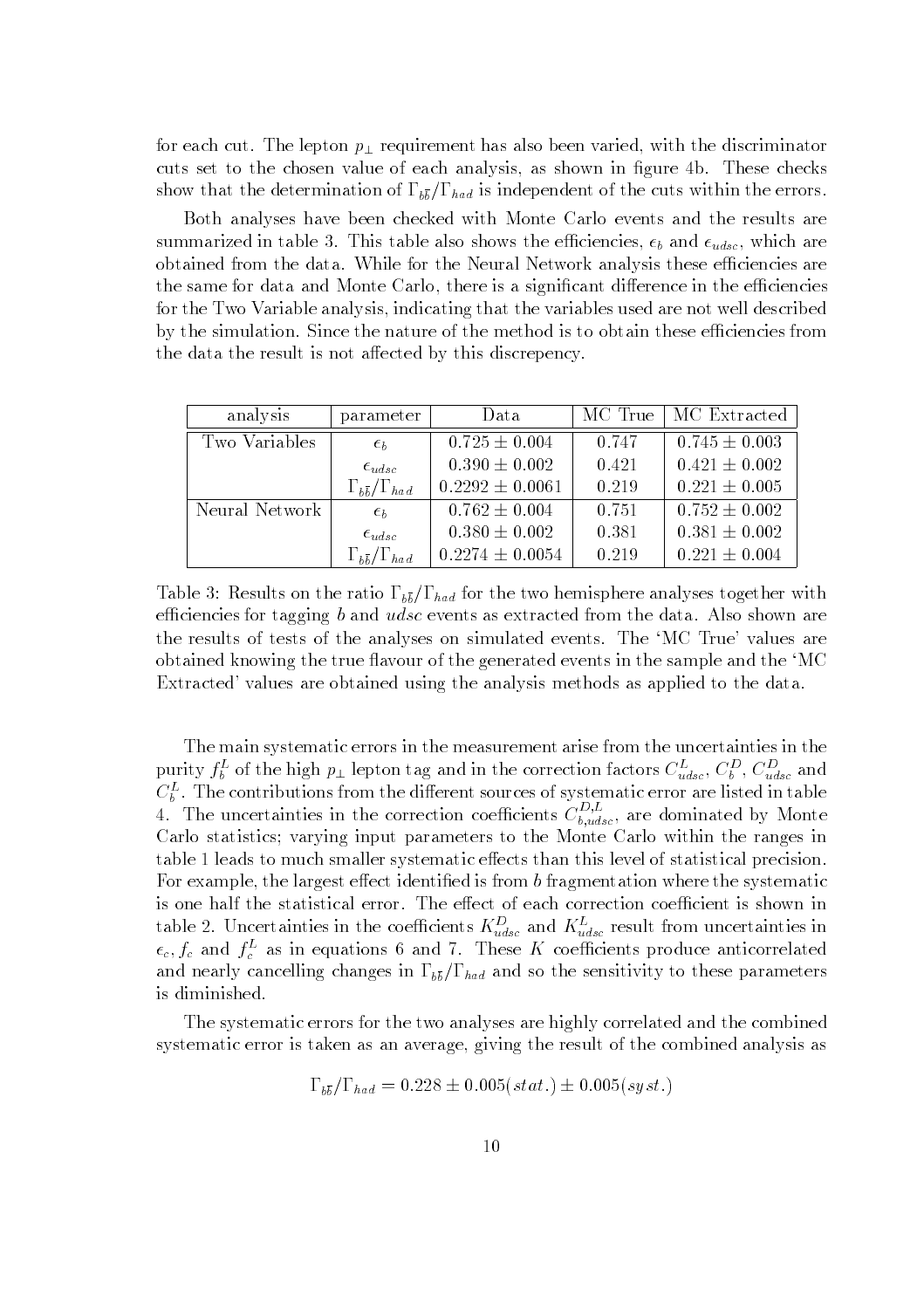for each cut. The lepton $p_\perp$ requirement has also been varied, with the discriminator cuts set to the chosen value of each analysis, as shown in figure 4b. These checks show that the determination of $\Gamma_{b\bar{b}}/\Gamma_{had}$ is independent of the cuts within the errors.

Both analyses have been checked with Monte Carlo events and the results are summarized in table 3. This table also shows the efficiencies, $\epsilon_b$ and $\epsilon_{udsc}$, which are obtained from the data. While for the Neural Network analysis these efficiencies are the same for data and Monte Carlo, there is a significant difference in the efficiencies for the Two Variable analysis, indicating that the variables used are not well described by the simulation. Since the nature of the method is to obtain these efficiencies from the data the result is not affected by this discrepency.

| analysis | parameter | Data | MC True | MC Extracted |
|---|---|---|---|---|
| Two Variables | $\epsilon_b$ | $0.725 \pm 0.004$ | 0.747 | $0.745 \pm 0.003$ |
| | $\epsilon_{udsc}$ | $0.390 \pm 0.002$ | 0.421 | $0.421 \pm 0.002$ |
| | $\Gamma_{b\bar{b}}/\Gamma_{had}$ | $0.2292 \pm 0.0061$ | 0.219 | $0.221 \pm 0.005$ |
| Neural Network | $\epsilon_b$ | $0.762 \pm 0.004$ | 0.751 | $0.752 \pm 0.002$ |
| | $\epsilon_{udsc}$ | $0.380 \pm 0.002$ | 0.381 | $0.381 \pm 0.002$ |
| | $\Gamma_{b\bar{b}}/\Gamma_{had}$ | $0.2274 \pm 0.0054$ | 0.219 | $0.221 \pm 0.004$ |

Table 3: Results on the ratio $\Gamma_{b\bar{b}}/\Gamma_{had}$ for the two hemisphere analyses together with efficiencies for tagging $b$ and $udsc$ events as extracted from the data. Also shown are the results of tests of the analyses on simulated events. The 'MC True' values are obtained knowing the true flavour of the generated events in the sample and the 'MC Extracted' values are obtained using the analysis methods as applied to the data.

The main systematic errors in the measurement arise from the uncertainties in the purity $f_b^L$ of the high $p_\perp$ lepton tag and in the correction factors $C_{udsc}^L$, $C_b^D$, $C_{udsc}^D$ and $C_b^L$. The contributions from the different sources of systematic error are listed in table 4. The uncertainties in the correction coefficients $C_{b,udsc}^{D,L}$, are dominated by Monte Carlo statistics; varying input parameters to the Monte Carlo within the ranges in table 1 leads to much smaller systematic effects than this level of statistical precision. For example, the largest effect identified is from $b$ fragmentation where the systematic is one half the statistical error. The effect of each correction coefficient is shown in table 2. Uncertainties in the coefficients $K_{udsc}^D$ and $K_{udsc}^L$ result from uncertainties in $\epsilon_c$, $f_c$ and $f_c^L$ as in equations 6 and 7. These $K$ coefficients produce anticorrelated and nearly cancelling changes in $\Gamma_{b\bar{b}}/\Gamma_{had}$ and so the sensitivity to these parameters is diminished.

The systematic errors for the two analyses are highly correlated and the combined systematic error is taken as an average, giving the result of the combined analysis as

$$\Gamma_{b\bar{b}}/\Gamma_{had} = 0.228 \pm 0.005(stat.) \pm 0.005(syst.)$$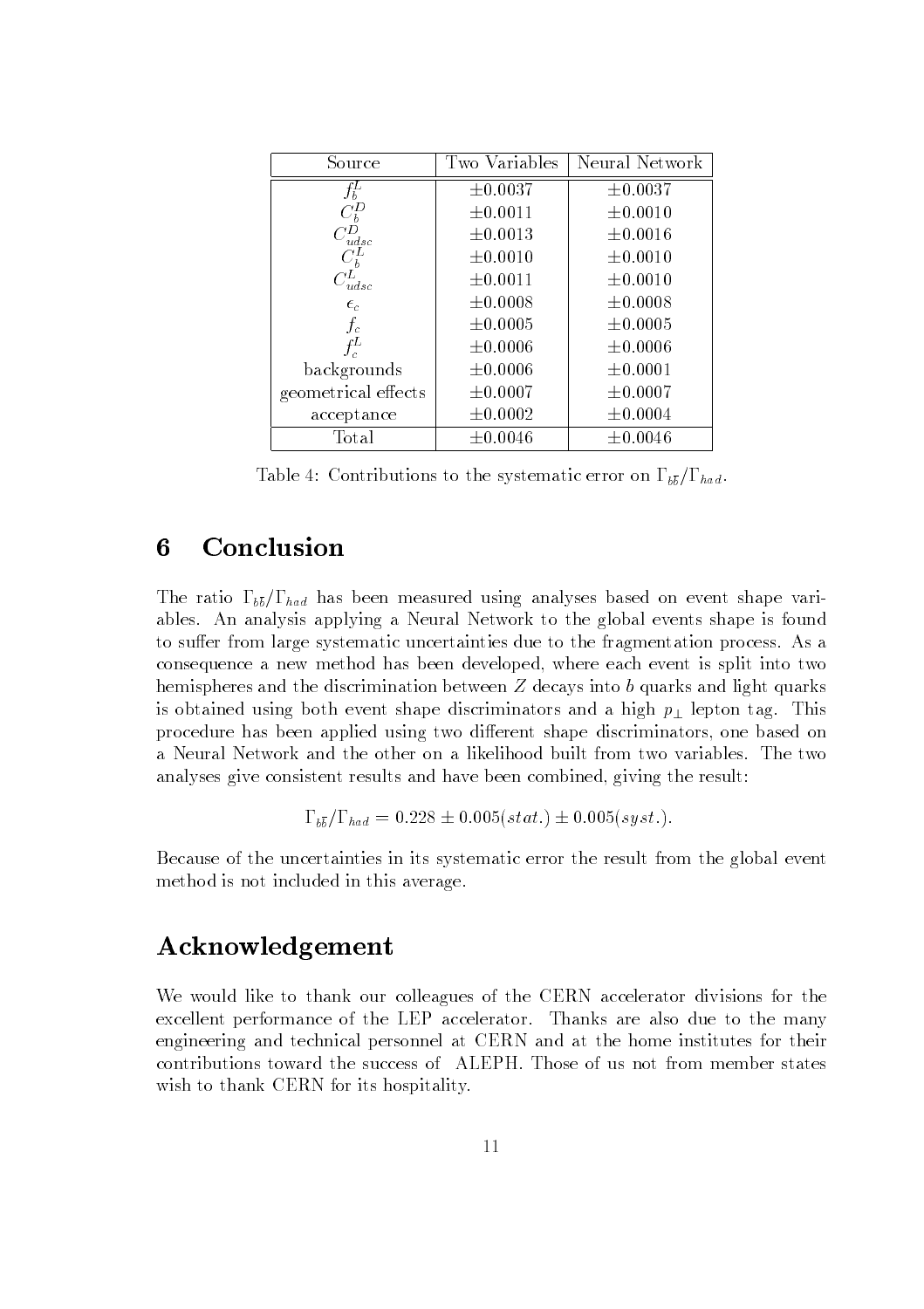| Source | Two Variables | Neural Network |
| --- | --- | --- |
| $f_b^L$ | $\pm 0.0037$ | $\pm 0.0037$ |
| $C_b^D$ | $\pm 0.0011$ | $\pm 0.0010$ |
| $C_{udsc}^D$ | $\pm 0.0013$ | $\pm 0.0016$ |
| $C_b^L$ | $\pm 0.0010$ | $\pm 0.0010$ |
| $C_{udsc}^L$ | $\pm 0.0011$ | $\pm 0.0010$ |
| $\epsilon_c$ | $\pm 0.0008$ | $\pm 0.0008$ |
| $f_c$ | $\pm 0.0005$ | $\pm 0.0005$ |
| $f_c^L$ | $\pm 0.0006$ | $\pm 0.0006$ |
| backgrounds | $\pm 0.0006$ | $\pm 0.0001$ |
| geometrical effects | $\pm 0.0007$ | $\pm 0.0007$ |
| acceptance | $\pm 0.0002$ | $\pm 0.0004$ |
| Total | $\pm 0.0046$ | $\pm 0.0046$ |

Table 4: Contributions to the systematic error on $\Gamma_{b\bar{b}}/\Gamma_{had}$.

# 6 Conclusion

The ratio $\Gamma_{b\bar{b}}/\Gamma_{had}$ has been measured using analyses based on event shape variables. An analysis applying a Neural Network to the global events shape is found to suffer from large systematic uncertainties due to the fragmentation process. As a consequence a new method has been developed, where each event is split into two hemispheres and the discrimination between $Z$ decays into $b$ quarks and light quarks is obtained using both event shape discriminators and a high $p_\perp$ lepton tag. This procedure has been applied using two different shape discriminators, one based on a Neural Network and the other on a likelihood built from two variables. The two analyses give consistent results and have been combined, giving the result:

$$\Gamma_{b\bar{b}}/\Gamma_{had} = 0.228 \pm 0.005(stat.) \pm 0.005(syst.).$$

Because of the uncertainties in its systematic error the result from the global event method is not included in this average.

# Acknowledgement

We would like to thank our colleagues of the CERN accelerator divisions for the excellent performance of the LEP accelerator. Thanks are also due to the many engineering and technical personnel at CERN and at the home institutes for their contributions toward the success of ALEPH. Those of us not from member states wish to thank CERN for its hospitality.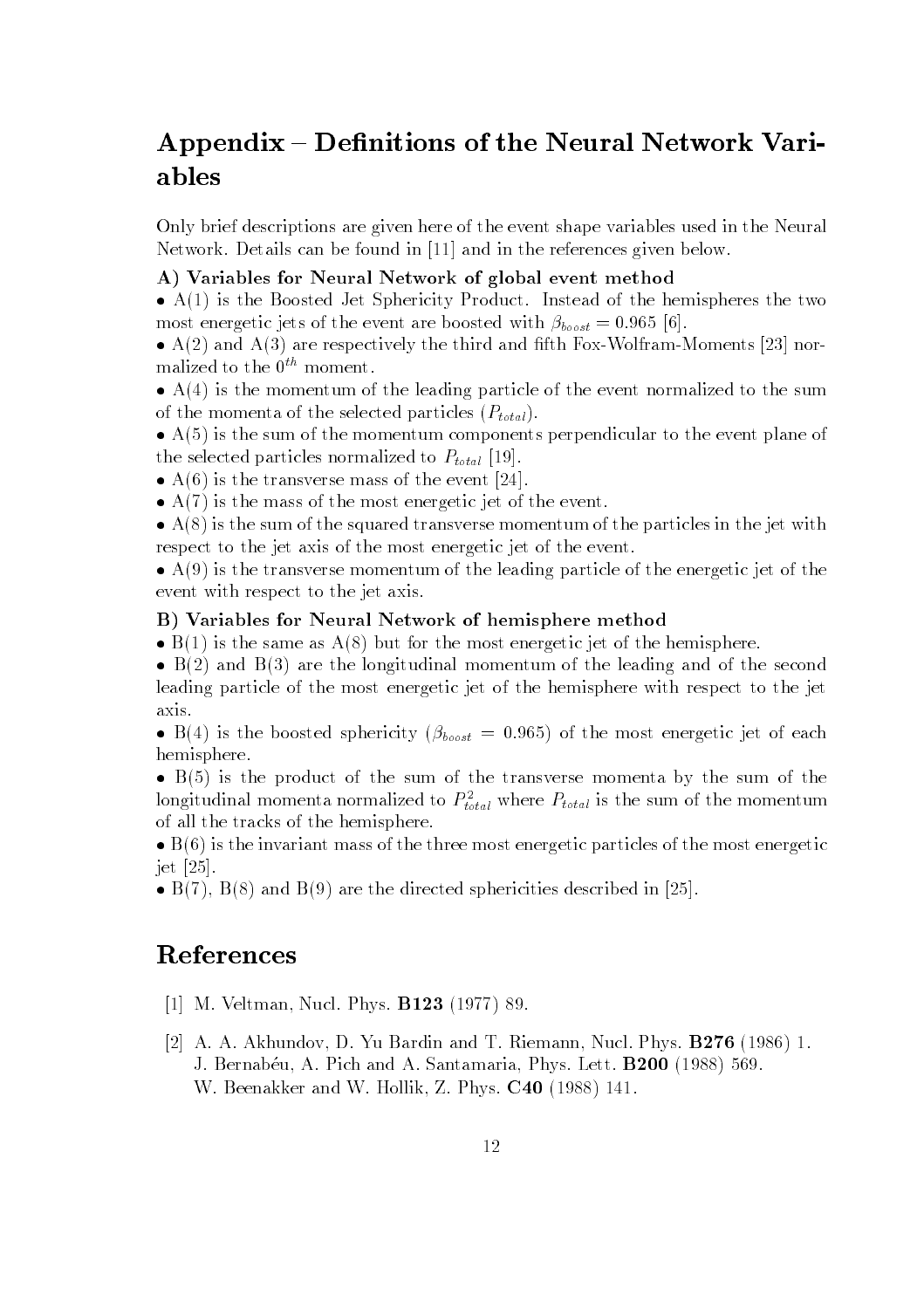# Appendix – Definitions of the Neural Network Variables

Only brief descriptions are given here of the event shape variables used in the Neural Network. Details can be found in [11] and in the references given below.

**A) Variables for Neural Network of global event method**

- A(1) is the Boosted Jet Sphericity Product. Instead of the hemispheres the two most energetic jets of the event are boosted with $\beta_{boost} = 0.965$ [6].
- A(2) and A(3) are respectively the third and fifth Fox-Wolfram-Moments [23] normalized to the $0^{th}$ moment.
- A(4) is the momentum of the leading particle of the event normalized to the sum of the momenta of the selected particles ($P_{total}$).
- A(5) is the sum of the momentum components perpendicular to the event plane of the selected particles normalized to $P_{total}$ [19].
- A(6) is the transverse mass of the event [24].
- A(7) is the mass of the most energetic jet of the event.
- A(8) is the sum of the squared transverse momentum of the particles in the jet with respect to the jet axis of the most energetic jet of the event.
- A(9) is the transverse momentum of the leading particle of the energetic jet of the event with respect to the jet axis.

**B) Variables for Neural Network of hemisphere method**

- B(1) is the same as A(8) but for the most energetic jet of the hemisphere.
- B(2) and B(3) are the longitudinal momentum of the leading and of the second leading particle of the most energetic jet of the hemisphere with respect to the jet axis.
- B(4) is the boosted sphericity ($\beta_{boost} = 0.965$) of the most energetic jet of each hemisphere.
- B(5) is the product of the sum of the transverse momenta by the sum of the longitudinal momenta normalized to $P_{total}^2$ where $P_{total}$ is the sum of the momentum of all the tracks of the hemisphere.
- B(6) is the invariant mass of the three most energetic particles of the most energetic jet [25].
- B(7), B(8) and B(9) are the directed sphericities described in [25].

# References

[1] M. Veltman, Nucl. Phys. **B123** (1977) 89.

[2] A. A. Akhundov, D. Yu Bardin and T. Riemann, Nucl. Phys. **B276** (1986) 1.
J. Bernabéu, A. Pich and A. Santamaria, Phys. Lett. **B200** (1988) 569.
W. Beenakker and W. Hollik, Z. Phys. **C40** (1988) 141.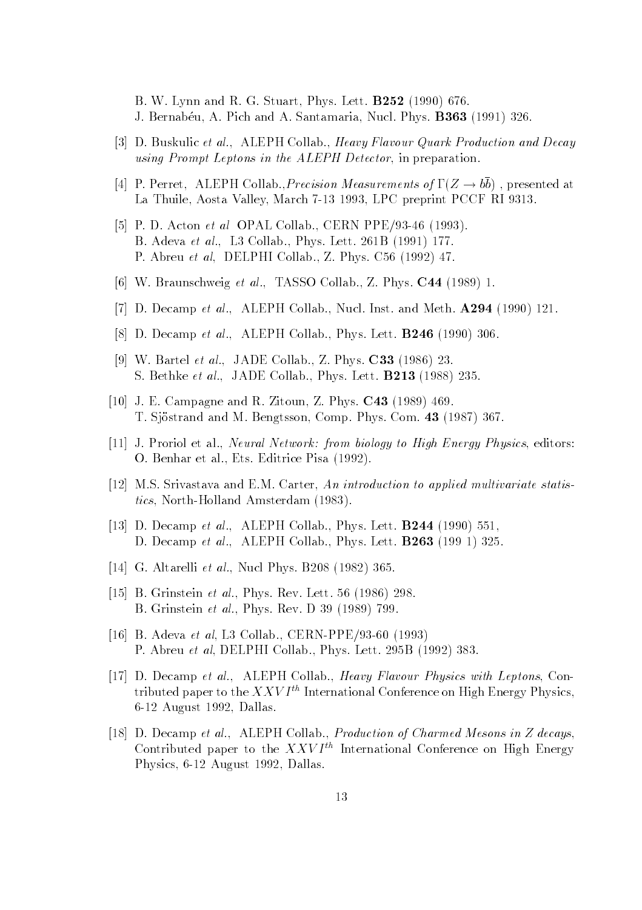B. W. Lynn and R. G. Stuart, Phys. Lett. **B252** (1990) 676.
J. Bernabéu, A. Pich and A. Santamaria, Nucl. Phys. **B363** (1991) 326.

[3] D. Buskulic *et al.*, ALEPH Collab., *Heavy Flavour Quark Production and Decay using Prompt Leptons in the ALEPH Detector*, in preparation.

[4] P. Perret, ALEPH Collab.,*Precision Measurements of* $\Gamma(Z \to b\bar{b})$ , presented at La Thuile, Aosta Valley, March 7-13 1993, LPC preprint PCCF RI 9313.

[5] P. D. Acton *et al* OPAL Collab., CERN PPE/93-46 (1993).
B. Adeva *et al.*, L3 Collab., Phys. Lett. 261B (1991) 177.
P. Abreu *et al*, DELPHI Collab., Z. Phys. C56 (1992) 47.

[6] W. Braunschweig *et al.*, TASSO Collab., Z. Phys. **C44** (1989) 1.

[7] D. Decamp *et al.*, ALEPH Collab., Nucl. Inst. and Meth. **A294** (1990) 121.

[8] D. Decamp *et al.*, ALEPH Collab., Phys. Lett. **B246** (1990) 306.

[9] W. Bartel *et al.*, JADE Collab., Z. Phys. **C33** (1986) 23.
S. Bethke *et al.*, JADE Collab., Phys. Lett. **B213** (1988) 235.

[10] J. E. Campagne and R. Zitoun, Z. Phys. **C43** (1989) 469.
T. Sjöstrand and M. Bengtsson, Comp. Phys. Com. **43** (1987) 367.

[11] J. Proriol et al., *Neural Network: from biology to High Energy Physics*, editors: O. Benhar et al., Ets. Editrice Pisa (1992).

[12] M.S. Srivastava and E.M. Carter, *An introduction to applied multivariate statistics*, North-Holland Amsterdam (1983).

[13] D. Decamp *et al.*, ALEPH Collab., Phys. Lett. **B244** (1990) 551,
D. Decamp *et al.*, ALEPH Collab., Phys. Lett. **B263** (199 1) 325.

[14] G. Altarelli *et al.*, Nucl Phys. B208 (1982) 365.

[15] B. Grinstein *et al.*, Phys. Rev. Lett. 56 (1986) 298.
B. Grinstein *et al.*, Phys. Rev. D 39 (1989) 799.

[16] B. Adeva *et al*, L3 Collab., CERN-PPE/93-60 (1993)
P. Abreu *et al*, DELPHI Collab., Phys. Lett. 295B (1992) 383.

[17] D. Decamp *et al.*, ALEPH Collab., *Heavy Flavour Physics with Leptons*, Contributed paper to the $XXVI^{th}$ International Conference on High Energy Physics, 6-12 August 1992, Dallas.

[18] D. Decamp *et al.*, ALEPH Collab., *Production of Charmed Mesons in Z decays*, Contributed paper to the $XXVI^{th}$ International Conference on High Energy Physics, 6-12 August 1992, Dallas.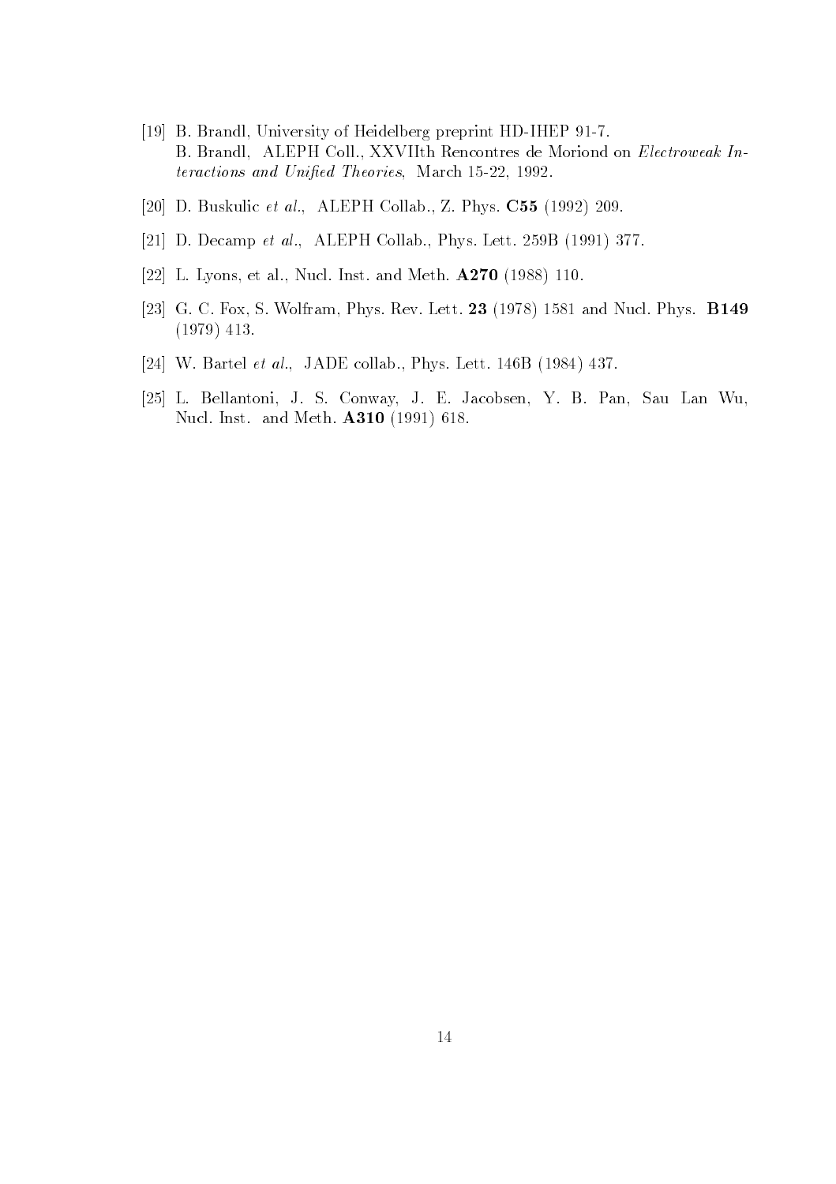[19] B. Brandl, University of Heidelberg preprint HD-IHEP 91-7.
B. Brandl, ALEPH Coll., XXVIIth Rencontres de Moriond on *Electroweak Interactions and Unified Theories*, March 15-22, 1992.

[20] D. Buskulic *et al.*, ALEPH Collab., Z. Phys. **C55** (1992) 209.

[21] D. Decamp *et al.*, ALEPH Collab., Phys. Lett. 259B (1991) 377.

[22] L. Lyons, et al., Nucl. Inst. and Meth. **A270** (1988) 110.

[23] G. C. Fox, S. Wolfram, Phys. Rev. Lett. **23** (1978) 1581 and Nucl. Phys. **B149** (1979) 413.

[24] W. Bartel *et al.*, JADE collab., Phys. Lett. 146B (1984) 437.

[25] L. Bellantoni, J. S. Conway, J. E. Jacobsen, Y. B. Pan, Sau Lan Wu, Nucl. Inst. and Meth. **A310** (1991) 618.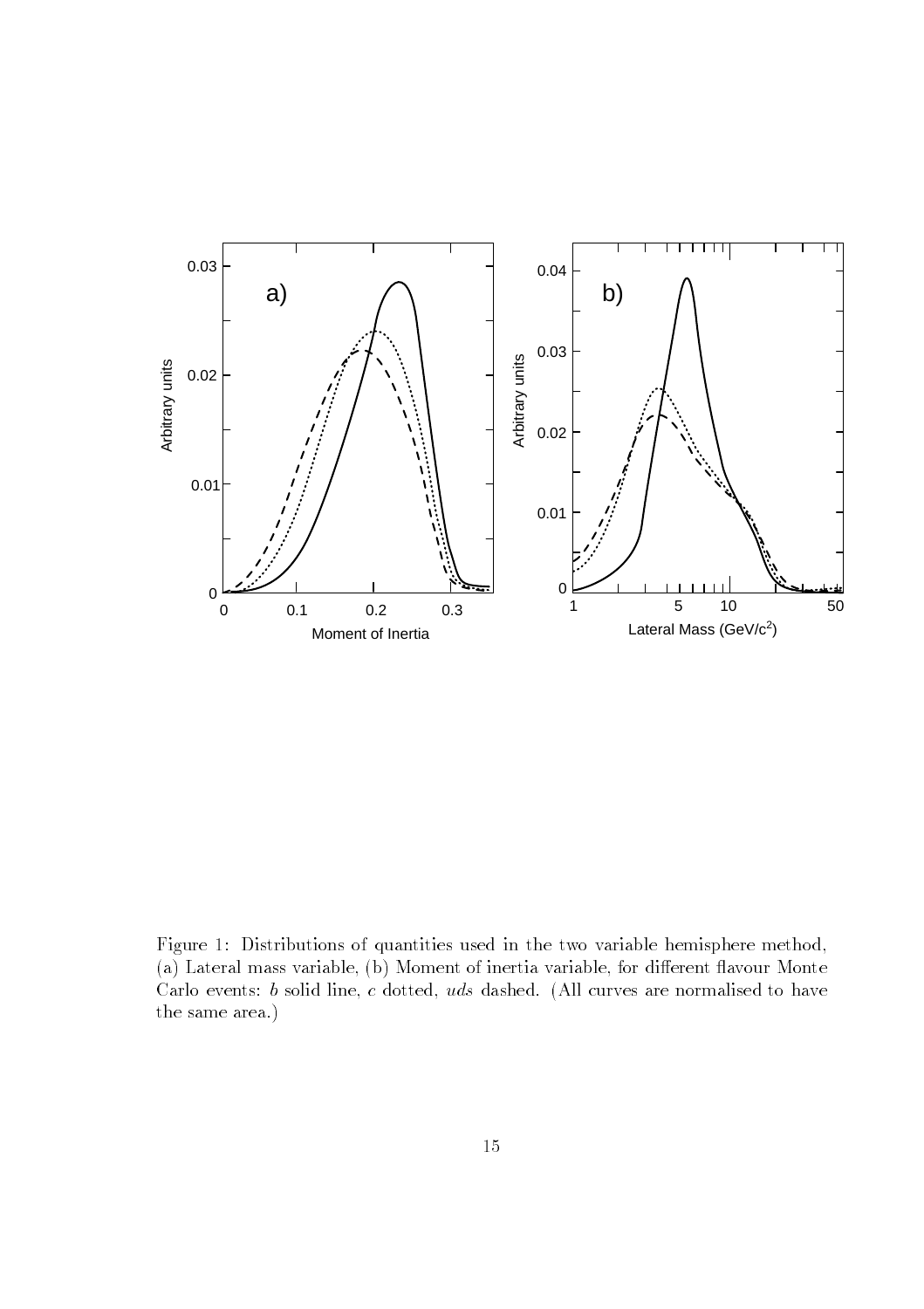a)

0.03

0.02

0.01

0

Arbitrary units

0 0.1 0.2 0.3

Moment of Inertia

b)

0.04

0.03

0.02

0.01

0

Arbitrary units

1 5 10 50

Lateral Mass (GeV/c$^2$)

Figure 1: Distributions of quantities used in the two variable hemisphere method, (a) Lateral mass variable, (b) Moment of inertia variable, for different flavour Monte Carlo events: $b$ solid line, $c$ dotted, $uds$ dashed. (All curves are normalised to have the same area.)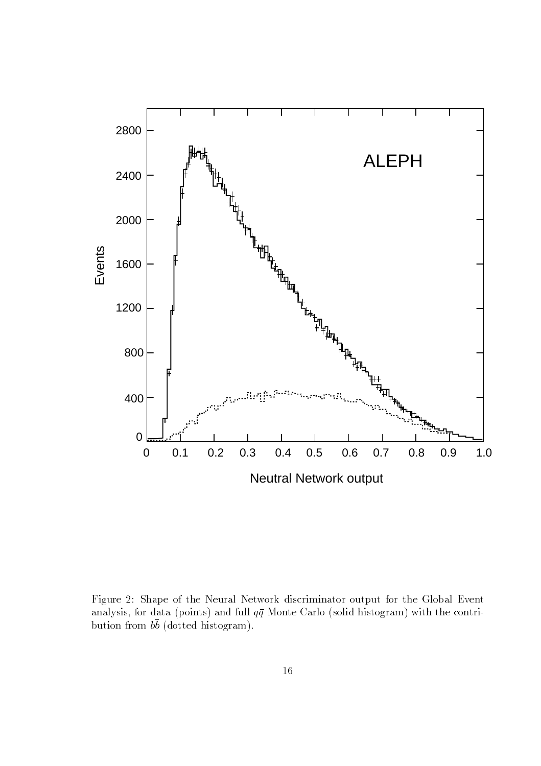ALEPH

Events

2800

2400

2000

1600

1200

800

400

0

0 0.1 0.2 0.3 0.4 0.5 0.6 0.7 0.8 0.9 1.0

Neutral Network output

Figure 2: Shape of the Neural Network discriminator output for the Global Event analysis, for data (points) and full $q\bar{q}$ Monte Carlo (solid histogram) with the contribution from $b\bar{b}$ (dotted histogram).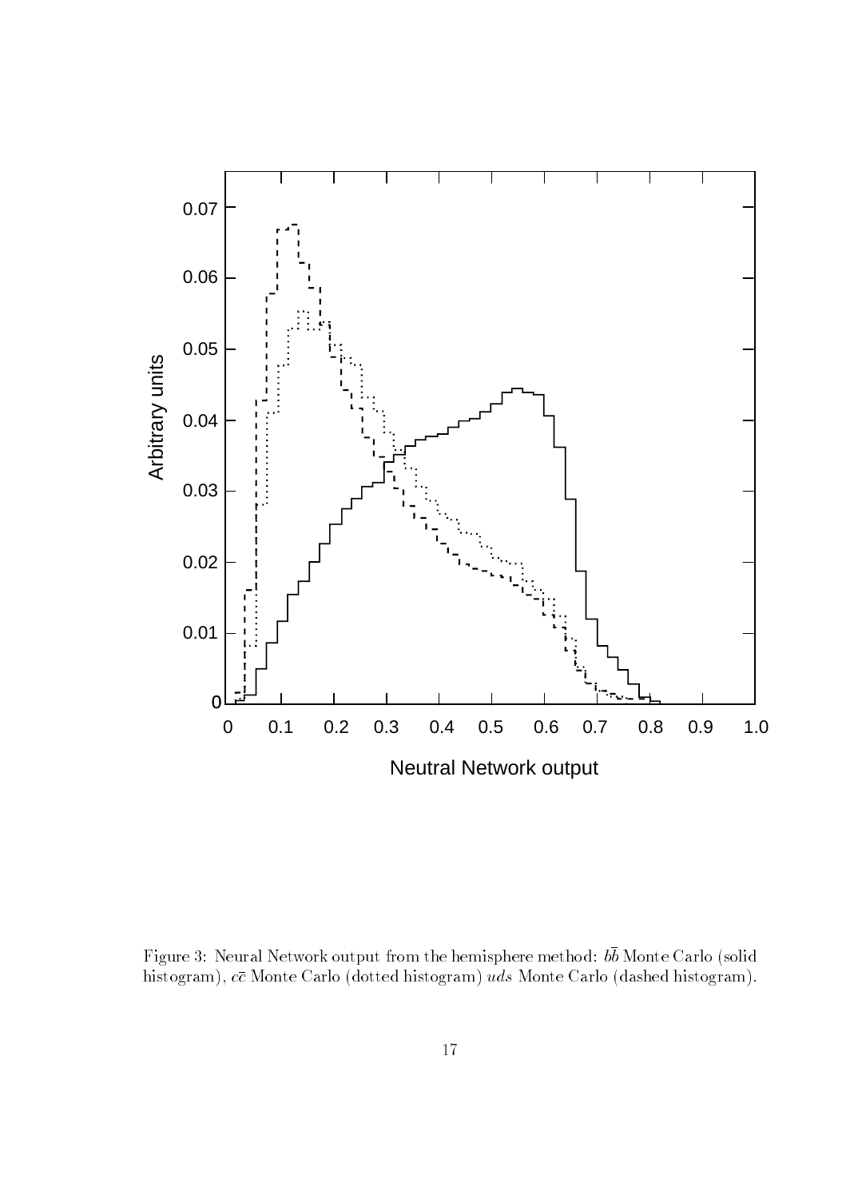0.07

0.06

0.05

0.04

0.03

0.02

0.01

0

Arbitrary units

0 0.1 0.2 0.3 0.4 0.5 0.6 0.7 0.8 0.9 1.0

Neutral Network output

Figure 3: Neural Network output from the hemisphere method: $b\bar{b}$ Monte Carlo (solid histogram), $c\bar{c}$ Monte Carlo (dotted histogram) $uds$ Monte Carlo (dashed histogram).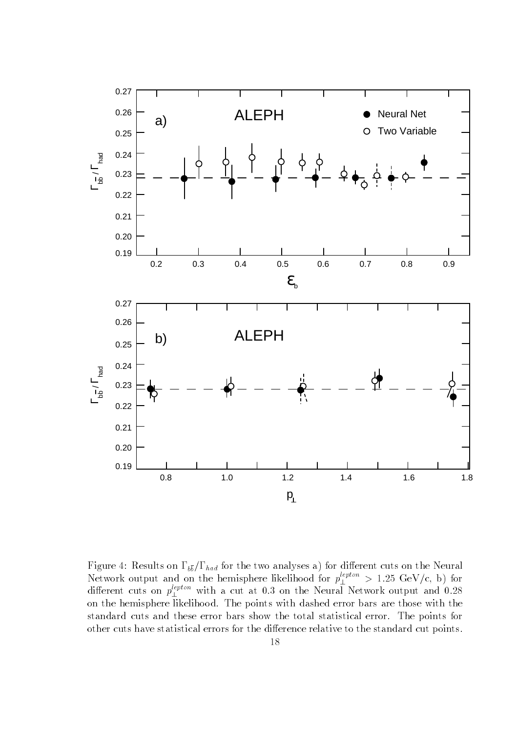0.27

0.26

0.25

0.24

0.23

0.22

0.21

0.20

0.19

a)

ALEPH

● Neural Net

○ Two Variable

$\Gamma_{b\bar{b}} / \Gamma_{had}$

0.2 0.3 0.4 0.5 0.6 0.7 0.8 0.9

$\varepsilon_b$

0.27

0.26

0.25

0.24

0.23

0.22

0.21

0.20

0.19

b)

ALEPH

$\Gamma_{b\bar{b}} / \Gamma_{had}$

0.8 1.0 1.2 1.4 1.6 1.8

$p_\perp$

Figure 4: Results on $\Gamma_{b\bar{b}}/\Gamma_{had}$ for the two analyses a) for different cuts on the Neural Network output and on the hemisphere likelihood for $p_\perp^{lepton} > 1.25$ GeV/c, b) for different cuts on $p_\perp^{lepton}$ with a cut at 0.3 on the Neural Network output and 0.28 on the hemisphere likelihood. The points with dashed error bars are those with the standard cuts and these error bars show the total statistical error. The points for other cuts have statistical errors for the difference relative to the standard cut points.